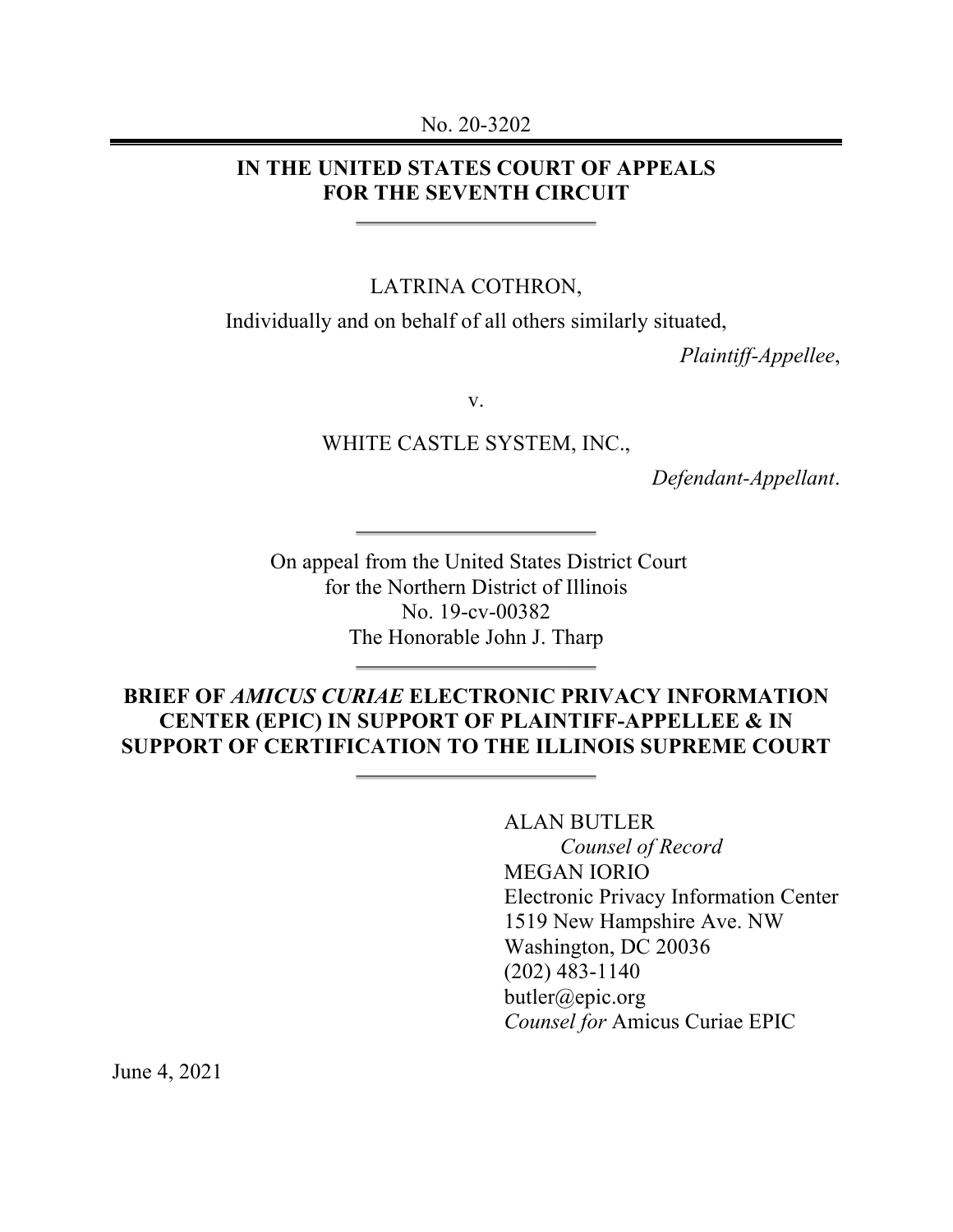No. 20-3202

**IN THE UNITED STATES COURT OF APPEALS**
**FOR THE SEVENTH CIRCUIT**

LATRINA COTHRON,

Individually and on behalf of all others similarly situated,

*Plaintiff-Appellee*,

v.

WHITE CASTLE SYSTEM, INC.,

*Defendant-Appellant*.

On appeal from the United States District Court
for the Northern District of Illinois
No. 19-cv-00382
The Honorable John J. Tharp

**BRIEF OF *AMICUS CURIAE* ELECTRONIC PRIVACY INFORMATION CENTER (EPIC) IN SUPPORT OF PLAINTIFF-APPELLEE & IN SUPPORT OF CERTIFICATION TO THE ILLINOIS SUPREME COURT**

ALAN BUTLER
*Counsel of Record*
MEGAN IORIO
Electronic Privacy Information Center
1519 New Hampshire Ave. NW
Washington, DC 20036
(202) 483-1140
butler@epic.org
*Counsel for* Amicus Curiae EPIC

June 4, 2021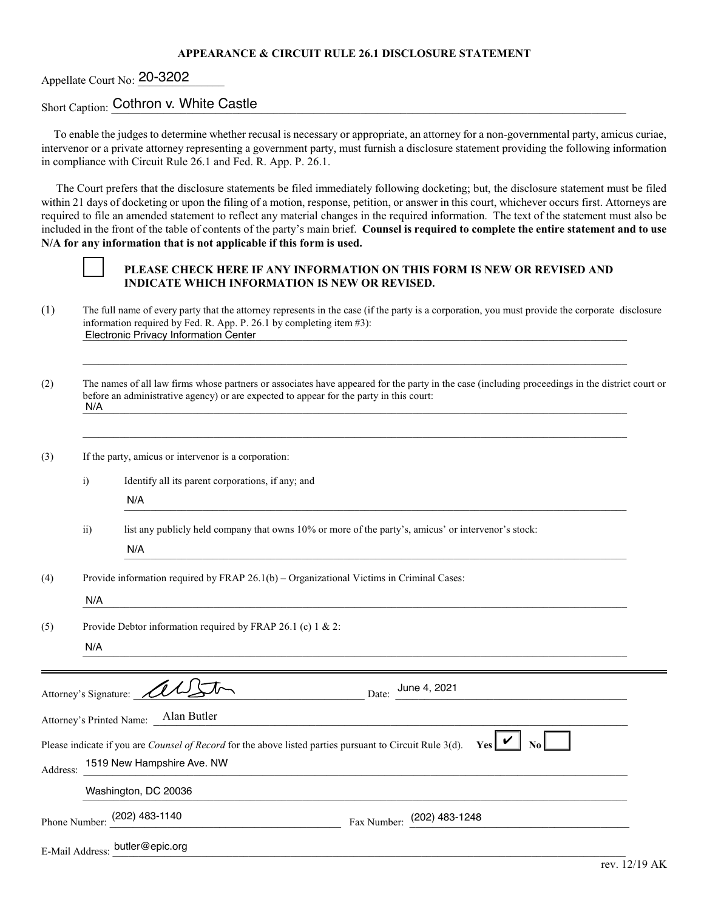**APPEARANCE & CIRCUIT RULE 26.1 DISCLOSURE STATEMENT**

Appellate Court No: 20-3202

Short Caption: Cothron v. White Castle

To enable the judges to determine whether recusal is necessary or appropriate, an attorney for a non-governmental party, amicus curiae, intervenor or a private attorney representing a government party, must furnish a disclosure statement providing the following information in compliance with Circuit Rule 26.1 and Fed. R. App. P. 26.1.

The Court prefers that the disclosure statements be filed immediately following docketing; but, the disclosure statement must be filed within 21 days of docketing or upon the filing of a motion, response, petition, or answer in this court, whichever occurs first. Attorneys are required to file an amended statement to reflect any material changes in the required information. The text of the statement must also be included in the front of the table of contents of the party's main brief. **Counsel is required to complete the entire statement and to use N/A for any information that is not applicable if this form is used.**

☐ **PLEASE CHECK HERE IF ANY INFORMATION ON THIS FORM IS NEW OR REVISED AND INDICATE WHICH INFORMATION IS NEW OR REVISED.**

(1) The full name of every party that the attorney represents in the case (if the party is a corporation, you must provide the corporate disclosure information required by Fed. R. App. P. 26.1 by completing item #3):
Electronic Privacy Information Center

(2) The names of all law firms whose partners or associates have appeared for the party in the case (including proceedings in the district court or before an administrative agency) or are expected to appear for the party in this court:
N/A

(3) If the party, amicus or intervenor is a corporation:

i) Identify all its parent corporations, if any; and
N/A

ii) list any publicly held company that owns 10% or more of the party's, amicus' or intervenor's stock:
N/A

(4) Provide information required by FRAP 26.1(b) – Organizational Victims in Criminal Cases:
N/A

(5) Provide Debtor information required by FRAP 26.1 (c) 1 & 2:
N/A

---

Attorney's Signature: [signature] Date: June 4, 2021

Attorney's Printed Name: Alan Butler

Please indicate if you are *Counsel of Record* for the above listed parties pursuant to Circuit Rule 3(d). Yes ☑ No ☐

Address: 1519 New Hampshire Ave. NW
Washington, DC 20036

Phone Number: (202) 483-1140 Fax Number: (202) 483-1248

E-Mail Address: butler@epic.org

rev. 12/19 AK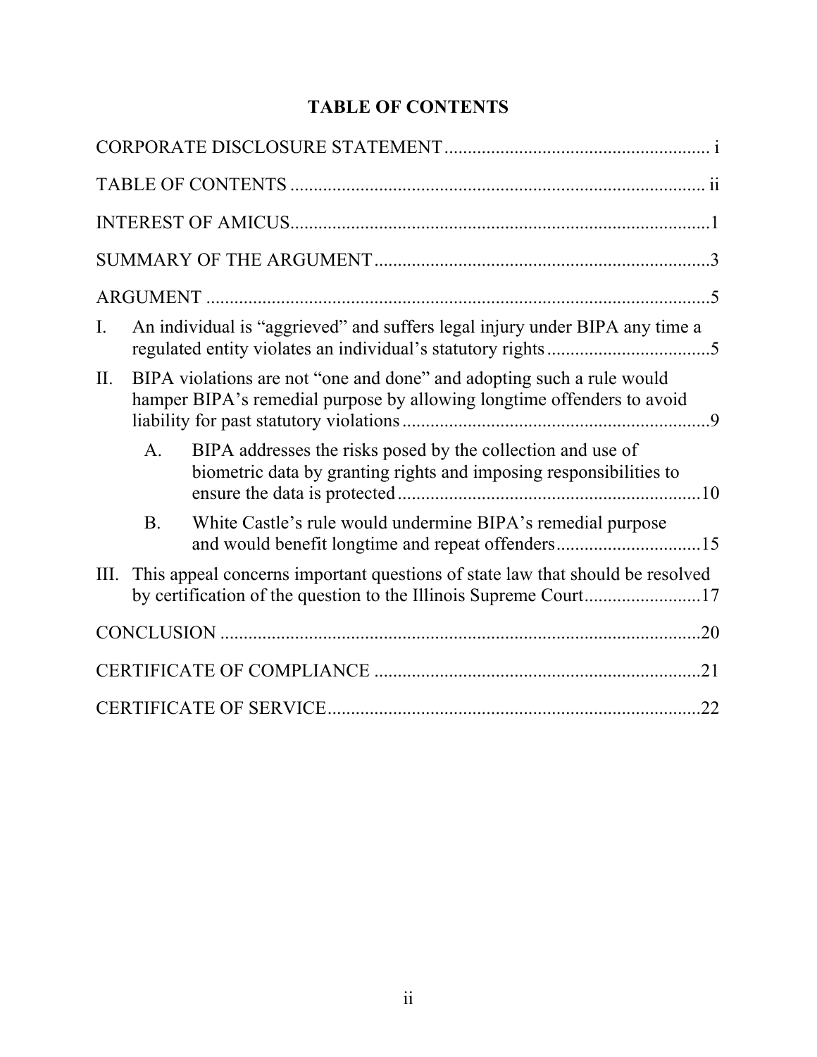# TABLE OF CONTENTS

CORPORATE DISCLOSURE STATEMENT ........................................................ i

TABLE OF CONTENTS ........................................................................................ ii

INTEREST OF AMICUS.........................................................................................1

SUMMARY OF THE ARGUMENT .......................................................................3

ARGUMENT ............................................................................................................5

I. An individual is "aggrieved" and suffers legal injury under BIPA any time a regulated entity violates an individual's statutory rights ...................................5

II. BIPA violations are not "one and done" and adopting such a rule would hamper BIPA's remedial purpose by allowing longtime offenders to avoid liability for past statutory violations .................................................................9

   A. BIPA addresses the risks posed by the collection and use of biometric data by granting rights and imposing responsibilities to ensure the data is protected .................................................................10

   B. White Castle's rule would undermine BIPA's remedial purpose and would benefit longtime and repeat offenders...............................15

III. This appeal concerns important questions of state law that should be resolved by certification of the question to the Illinois Supreme Court.........................17

CONCLUSION .......................................................................................................20

CERTIFICATE OF COMPLIANCE .....................................................................21

CERTIFICATE OF SERVICE................................................................................22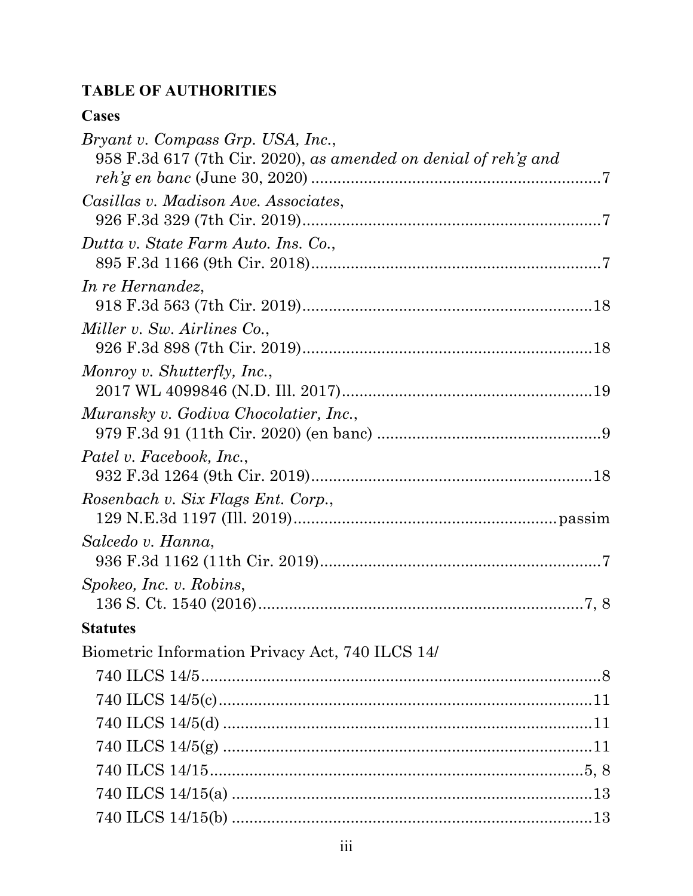**TABLE OF AUTHORITIES**

**Cases**

*Bryant v. Compass Grp. USA, Inc.*,
958 F.3d 617 (7th Cir. 2020), *as amended on denial of reh'g and reh'g en banc* (June 30, 2020) .................................................................7

*Casillas v. Madison Ave. Associates*,
926 F.3d 329 (7th Cir. 2019)....................................................................7

*Dutta v. State Farm Auto. Ins. Co.*,
895 F.3d 1166 (9th Cir. 2018)..................................................................7

*In re Hernandez*,
918 F.3d 563 (7th Cir. 2019)..................................................................18

*Miller v. Sw. Airlines Co.*,
926 F.3d 898 (7th Cir. 2019)..................................................................18

*Monroy v. Shutterfly, Inc.*,
2017 WL 4099846 (N.D. Ill. 2017).........................................................19

*Muransky v. Godiva Chocolatier, Inc.*,
979 F.3d 91 (11th Cir. 2020) (en banc) ...................................................9

*Patel v. Facebook, Inc.*,
932 F.3d 1264 (9th Cir. 2019)................................................................18

*Rosenbach v. Six Flags Ent. Corp.*,
129 N.E.3d 1197 (Ill. 2019)..........................................................passim

*Salcedo v. Hanna*,
936 F.3d 1162 (11th Cir. 2019)................................................................7

*Spokeo, Inc. v. Robins*,
136 S. Ct. 1540 (2016)..........................................................................7, 8

**Statutes**

Biometric Information Privacy Act, 740 ILCS 14/

740 ILCS 14/5..........................................................................................8
740 ILCS 14/5(c).....................................................................................11
740 ILCS 14/5(d) ....................................................................................11
740 ILCS 14/5(g) ....................................................................................11
740 ILCS 14/15....................................................................................5, 8
740 ILCS 14/15(a) ..................................................................................13
740 ILCS 14/15(b) ..................................................................................13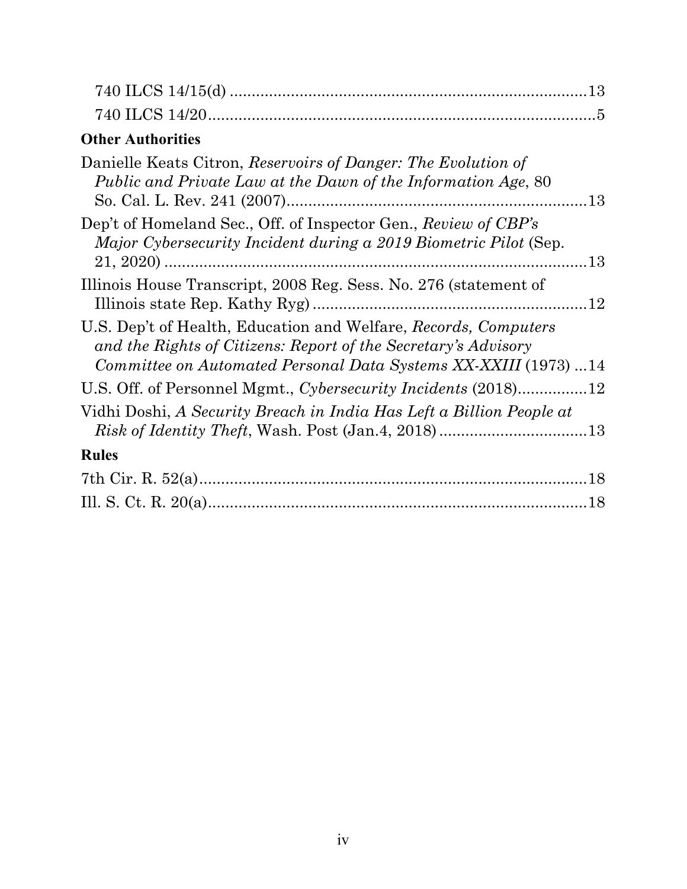740 ILCS 14/15(d) ....................................................................................13

740 ILCS 14/20.........................................................................................5

**Other Authorities**

Danielle Keats Citron, *Reservoirs of Danger: The Evolution of Public and Private Law at the Dawn of the Information Age*, 80 So. Cal. L. Rev. 241 (2007).....................................................................13

Dep't of Homeland Sec., Off. of Inspector Gen., *Review of CBP's Major Cybersecurity Incident during a 2019 Biometric Pilot* (Sep. 21, 2020) ....................................................................................13

Illinois House Transcript, 2008 Reg. Sess. No. 276 (statement of Illinois state Rep. Kathy Ryg) ...............................................................12

U.S. Dep't of Health, Education and Welfare, *Records, Computers and the Rights of Citizens: Report of the Secretary's Advisory Committee on Automated Personal Data Systems XX-XXIII* (1973) ...14

U.S. Off. of Personnel Mgmt., *Cybersecurity Incidents* (2018)................12

Vidhi Doshi, *A Security Breach in India Has Left a Billion People at Risk of Identity Theft*, Wash. Post (Jan.4, 2018) ..................................13

**Rules**

7th Cir. R. 52(a)..........................................................................................18

Ill. S. Ct. R. 20(a)........................................................................................18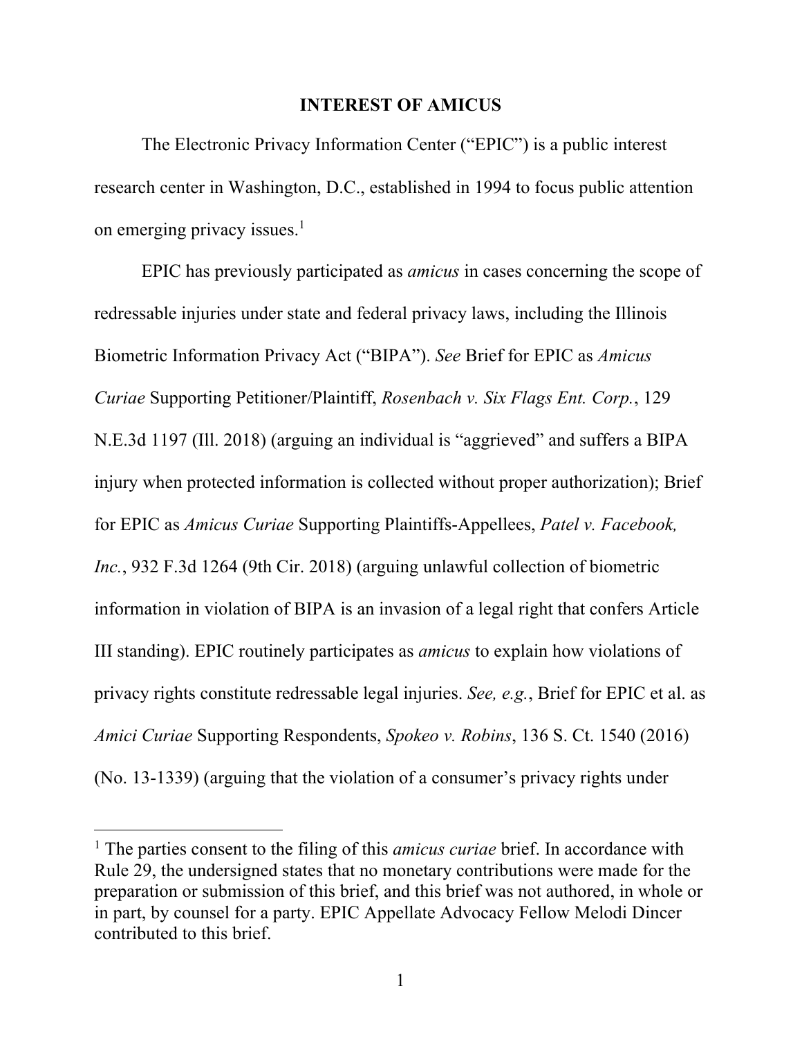## INTEREST OF AMICUS

The Electronic Privacy Information Center ("EPIC") is a public interest research center in Washington, D.C., established in 1994 to focus public attention on emerging privacy issues.[1]

EPIC has previously participated as *amicus* in cases concerning the scope of redressable injuries under state and federal privacy laws, including the Illinois Biometric Information Privacy Act ("BIPA"). *See* Brief for EPIC as *Amicus Curiae* Supporting Petitioner/Plaintiff, *Rosenbach v. Six Flags Ent. Corp.*, 129 N.E.3d 1197 (Ill. 2018) (arguing an individual is "aggrieved" and suffers a BIPA injury when protected information is collected without proper authorization); Brief for EPIC as *Amicus Curiae* Supporting Plaintiffs-Appellees, *Patel v. Facebook, Inc.*, 932 F.3d 1264 (9th Cir. 2018) (arguing unlawful collection of biometric information in violation of BIPA is an invasion of a legal right that confers Article III standing). EPIC routinely participates as *amicus* to explain how violations of privacy rights constitute redressable legal injuries. *See, e.g.*, Brief for EPIC et al. as *Amici Curiae* Supporting Respondents, *Spokeo v. Robins*, 136 S. Ct. 1540 (2016) (No. 13-1339) (arguing that the violation of a consumer's privacy rights under

---

[1] The parties consent to the filing of this *amicus curiae* brief. In accordance with Rule 29, the undersigned states that no monetary contributions were made for the preparation or submission of this brief, and this brief was not authored, in whole or in part, by counsel for a party. EPIC Appellate Advocacy Fellow Melodi Dincer contributed to this brief.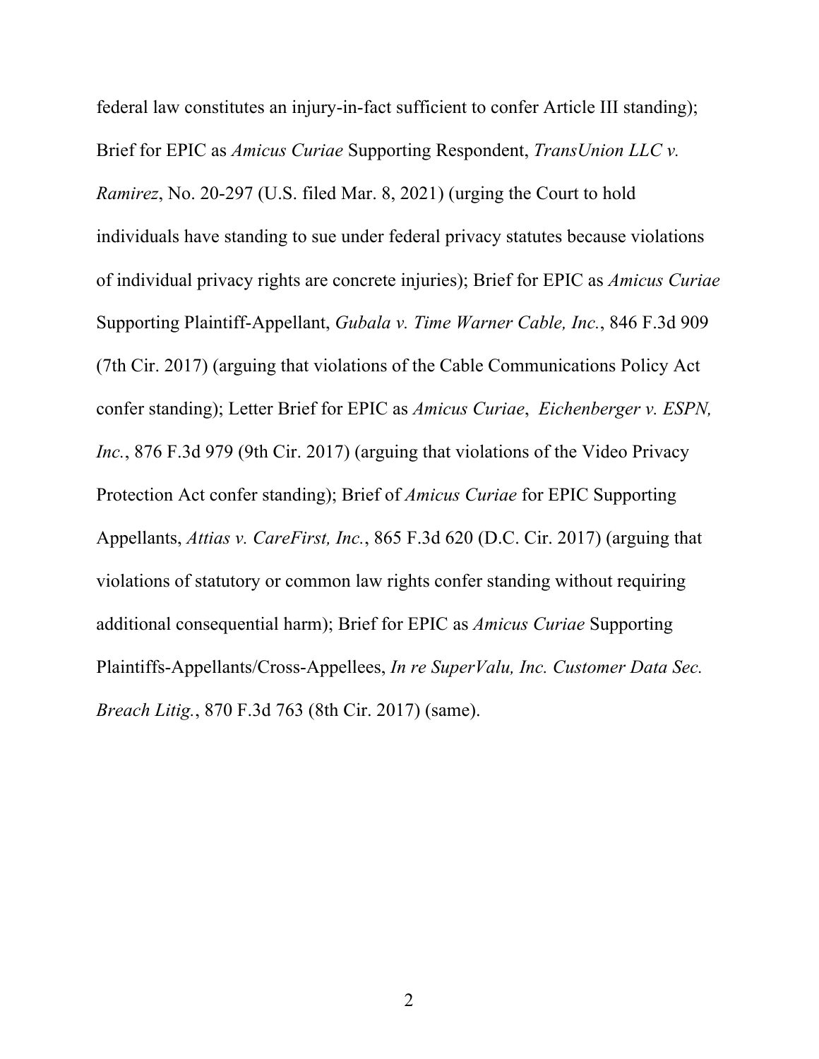federal law constitutes an injury-in-fact sufficient to confer Article III standing); Brief for EPIC as *Amicus Curiae* Supporting Respondent, *TransUnion LLC v. Ramirez*, No. 20-297 (U.S. filed Mar. 8, 2021) (urging the Court to hold individuals have standing to sue under federal privacy statutes because violations of individual privacy rights are concrete injuries); Brief for EPIC as *Amicus Curiae* Supporting Plaintiff-Appellant, *Gubala v. Time Warner Cable, Inc.*, 846 F.3d 909 (7th Cir. 2017) (arguing that violations of the Cable Communications Policy Act confer standing); Letter Brief for EPIC as *Amicus Curiae*, *Eichenberger v. ESPN, Inc.*, 876 F.3d 979 (9th Cir. 2017) (arguing that violations of the Video Privacy Protection Act confer standing); Brief of *Amicus Curiae* for EPIC Supporting Appellants, *Attias v. CareFirst, Inc.*, 865 F.3d 620 (D.C. Cir. 2017) (arguing that violations of statutory or common law rights confer standing without requiring additional consequential harm); Brief for EPIC as *Amicus Curiae* Supporting Plaintiffs-Appellants/Cross-Appellees, *In re SuperValu, Inc. Customer Data Sec. Breach Litig.*, 870 F.3d 763 (8th Cir. 2017) (same).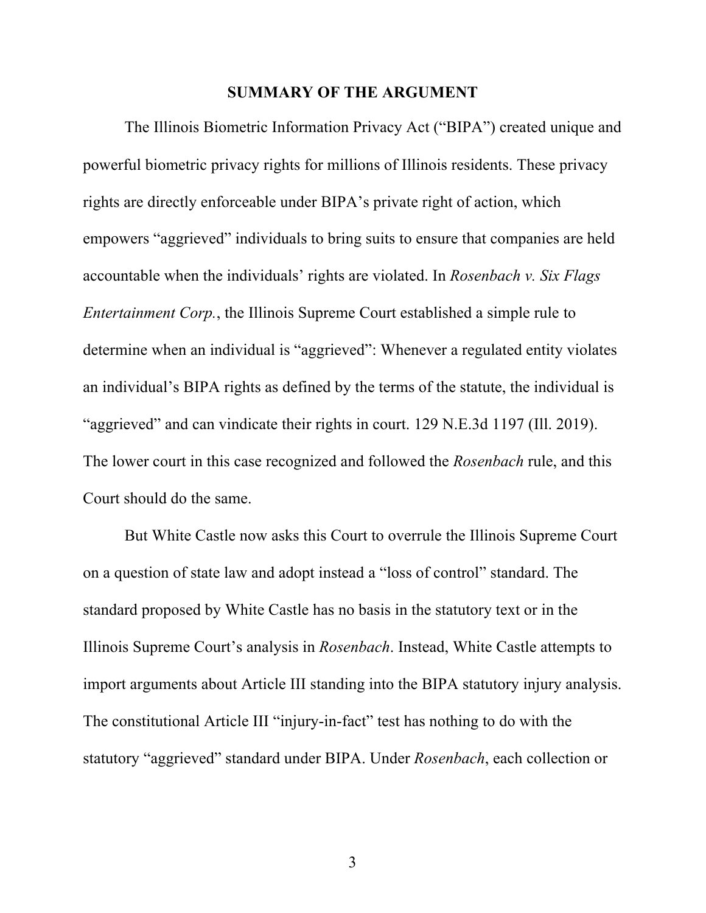## SUMMARY OF THE ARGUMENT

The Illinois Biometric Information Privacy Act ("BIPA") created unique and powerful biometric privacy rights for millions of Illinois residents. These privacy rights are directly enforceable under BIPA's private right of action, which empowers "aggrieved" individuals to bring suits to ensure that companies are held accountable when the individuals' rights are violated. In *Rosenbach v. Six Flags Entertainment Corp.*, the Illinois Supreme Court established a simple rule to determine when an individual is "aggrieved": Whenever a regulated entity violates an individual's BIPA rights as defined by the terms of the statute, the individual is "aggrieved" and can vindicate their rights in court. 129 N.E.3d 1197 (Ill. 2019). The lower court in this case recognized and followed the *Rosenbach* rule, and this Court should do the same.

But White Castle now asks this Court to overrule the Illinois Supreme Court on a question of state law and adopt instead a "loss of control" standard. The standard proposed by White Castle has no basis in the statutory text or in the Illinois Supreme Court's analysis in *Rosenbach*. Instead, White Castle attempts to import arguments about Article III standing into the BIPA statutory injury analysis. The constitutional Article III "injury-in-fact" test has nothing to do with the statutory "aggrieved" standard under BIPA. Under *Rosenbach*, each collection or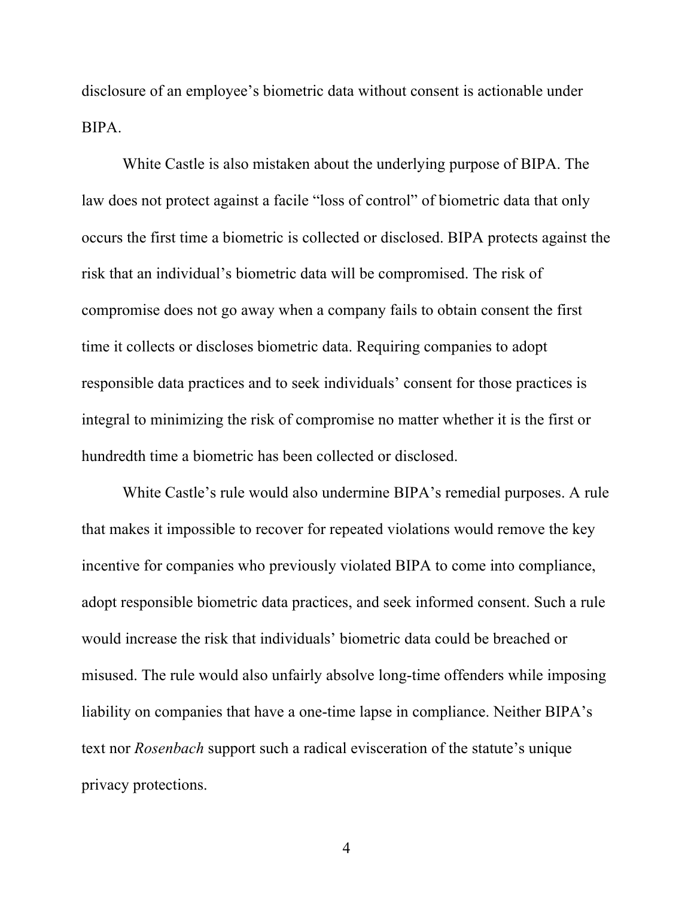disclosure of an employee's biometric data without consent is actionable under BIPA.

White Castle is also mistaken about the underlying purpose of BIPA. The law does not protect against a facile "loss of control" of biometric data that only occurs the first time a biometric is collected or disclosed. BIPA protects against the risk that an individual's biometric data will be compromised. The risk of compromise does not go away when a company fails to obtain consent the first time it collects or discloses biometric data. Requiring companies to adopt responsible data practices and to seek individuals' consent for those practices is integral to minimizing the risk of compromise no matter whether it is the first or hundredth time a biometric has been collected or disclosed.

White Castle's rule would also undermine BIPA's remedial purposes. A rule that makes it impossible to recover for repeated violations would remove the key incentive for companies who previously violated BIPA to come into compliance, adopt responsible biometric data practices, and seek informed consent. Such a rule would increase the risk that individuals' biometric data could be breached or misused. The rule would also unfairly absolve long-time offenders while imposing liability on companies that have a one-time lapse in compliance. Neither BIPA's text nor *Rosenbach* support such a radical evisceration of the statute's unique privacy protections.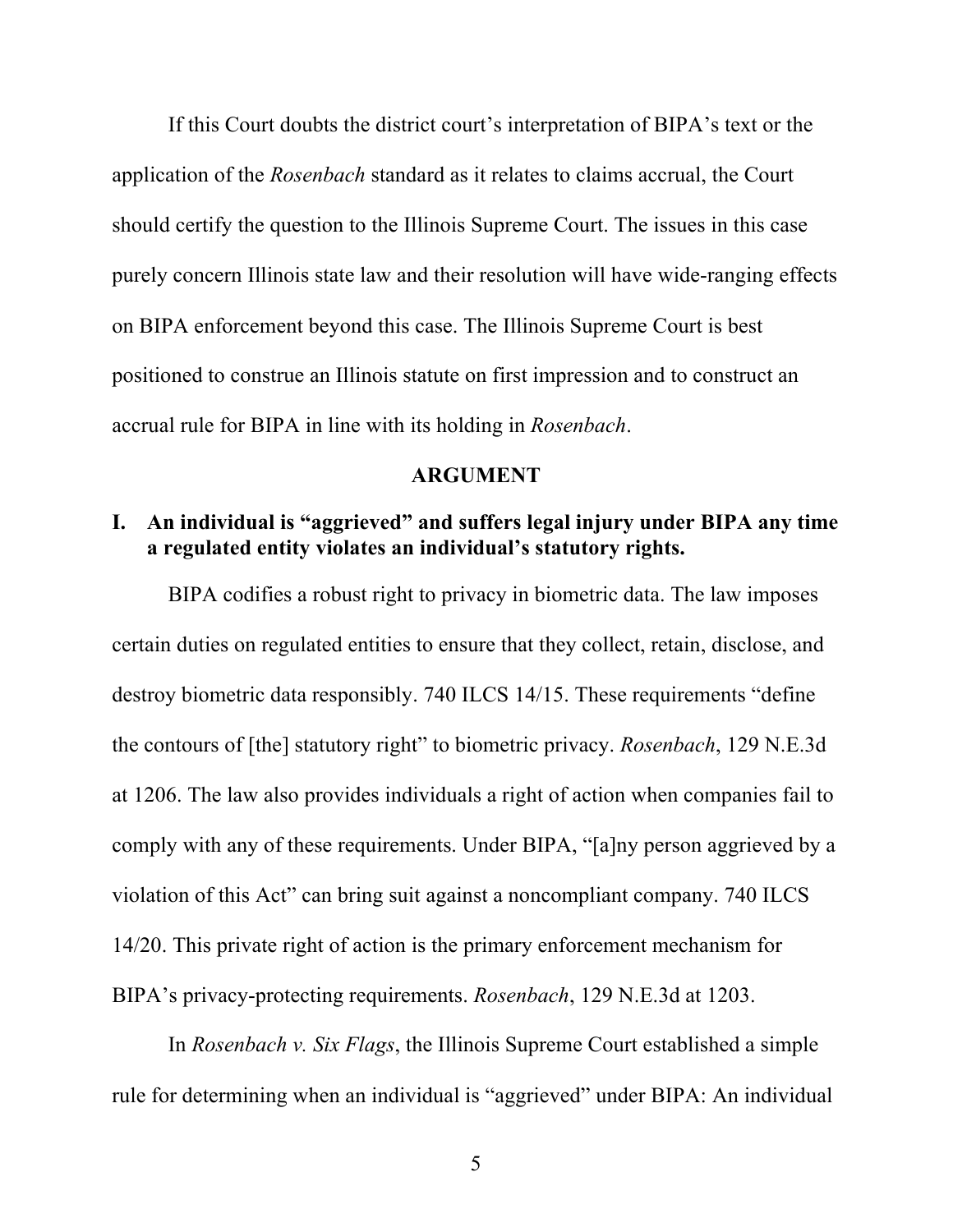If this Court doubts the district court's interpretation of BIPA's text or the application of the *Rosenbach* standard as it relates to claims accrual, the Court should certify the question to the Illinois Supreme Court. The issues in this case purely concern Illinois state law and their resolution will have wide-ranging effects on BIPA enforcement beyond this case. The Illinois Supreme Court is best positioned to construe an Illinois statute on first impression and to construct an accrual rule for BIPA in line with its holding in *Rosenbach*.

## ARGUMENT

### I. An individual is "aggrieved" and suffers legal injury under BIPA any time a regulated entity violates an individual's statutory rights.

BIPA codifies a robust right to privacy in biometric data. The law imposes certain duties on regulated entities to ensure that they collect, retain, disclose, and destroy biometric data responsibly. 740 ILCS 14/15. These requirements "define the contours of [the] statutory right" to biometric privacy. *Rosenbach*, 129 N.E.3d at 1206. The law also provides individuals a right of action when companies fail to comply with any of these requirements. Under BIPA, "[a]ny person aggrieved by a violation of this Act" can bring suit against a noncompliant company. 740 ILCS 14/20. This private right of action is the primary enforcement mechanism for BIPA's privacy-protecting requirements. *Rosenbach*, 129 N.E.3d at 1203.

In *Rosenbach v. Six Flags*, the Illinois Supreme Court established a simple rule for determining when an individual is "aggrieved" under BIPA: An individual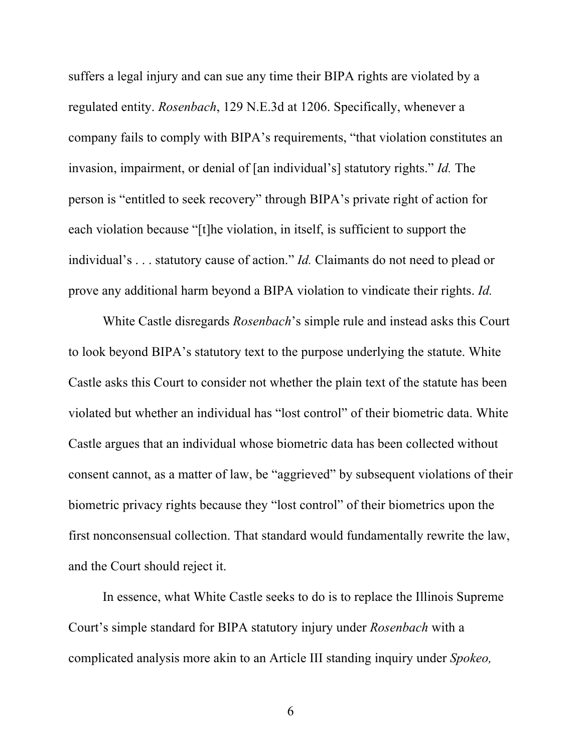suffers a legal injury and can sue any time their BIPA rights are violated by a regulated entity. *Rosenbach*, 129 N.E.3d at 1206. Specifically, whenever a company fails to comply with BIPA's requirements, "that violation constitutes an invasion, impairment, or denial of [an individual's] statutory rights." *Id.* The person is "entitled to seek recovery" through BIPA's private right of action for each violation because "[t]he violation, in itself, is sufficient to support the individual's . . . statutory cause of action." *Id.* Claimants do not need to plead or prove any additional harm beyond a BIPA violation to vindicate their rights. *Id.*

White Castle disregards *Rosenbach*'s simple rule and instead asks this Court to look beyond BIPA's statutory text to the purpose underlying the statute. White Castle asks this Court to consider not whether the plain text of the statute has been violated but whether an individual has "lost control" of their biometric data. White Castle argues that an individual whose biometric data has been collected without consent cannot, as a matter of law, be "aggrieved" by subsequent violations of their biometric privacy rights because they "lost control" of their biometrics upon the first nonconsensual collection. That standard would fundamentally rewrite the law, and the Court should reject it.

In essence, what White Castle seeks to do is to replace the Illinois Supreme Court's simple standard for BIPA statutory injury under *Rosenbach* with a complicated analysis more akin to an Article III standing inquiry under *Spokeo,*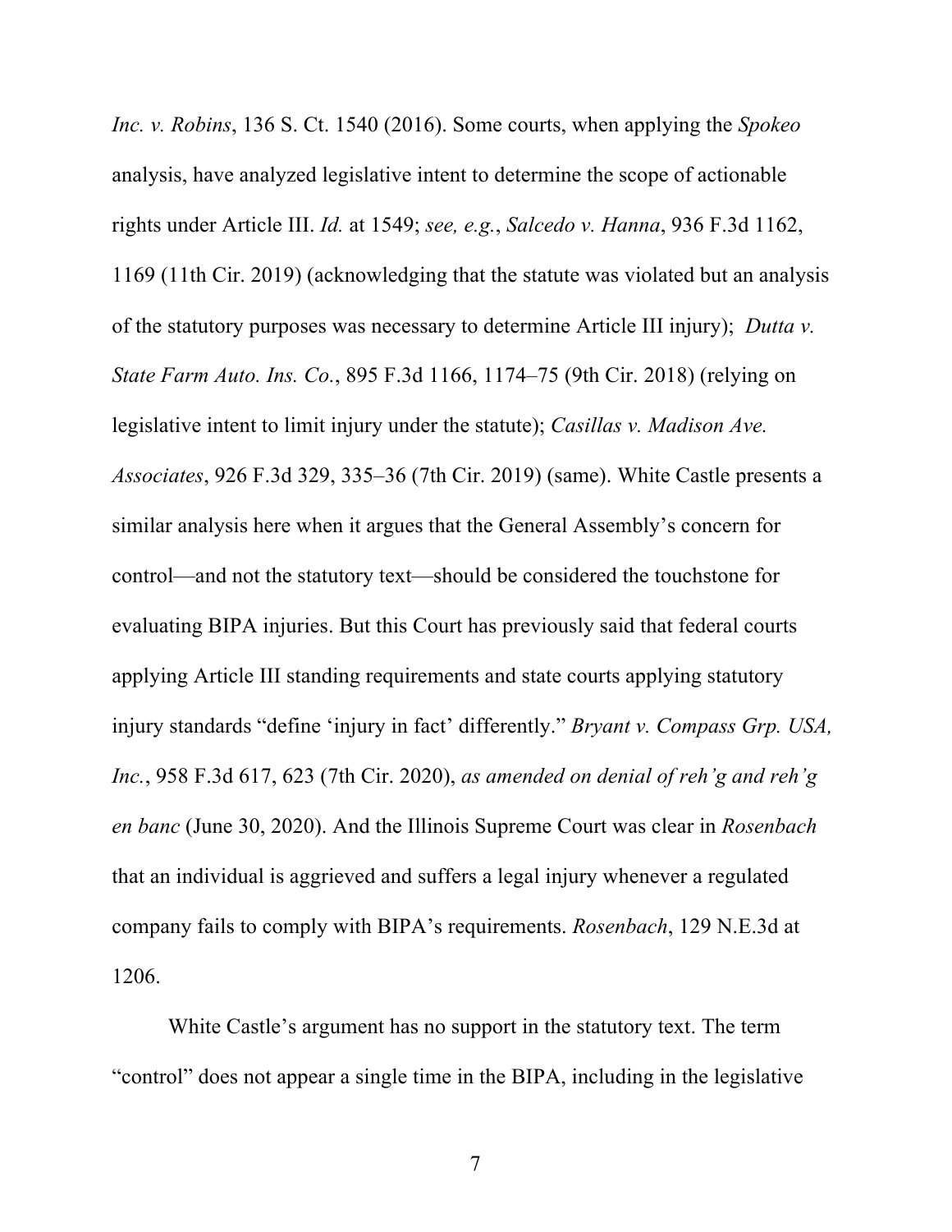*Inc. v. Robins*, 136 S. Ct. 1540 (2016). Some courts, when applying the *Spokeo* analysis, have analyzed legislative intent to determine the scope of actionable rights under Article III. *Id.* at 1549; *see, e.g.*, *Salcedo v. Hanna*, 936 F.3d 1162, 1169 (11th Cir. 2019) (acknowledging that the statute was violated but an analysis of the statutory purposes was necessary to determine Article III injury); *Dutta v. State Farm Auto. Ins. Co.*, 895 F.3d 1166, 1174–75 (9th Cir. 2018) (relying on legislative intent to limit injury under the statute); *Casillas v. Madison Ave. Associates*, 926 F.3d 329, 335–36 (7th Cir. 2019) (same). White Castle presents a similar analysis here when it argues that the General Assembly's concern for control—and not the statutory text—should be considered the touchstone for evaluating BIPA injuries. But this Court has previously said that federal courts applying Article III standing requirements and state courts applying statutory injury standards "define 'injury in fact' differently." *Bryant v. Compass Grp. USA, Inc.*, 958 F.3d 617, 623 (7th Cir. 2020), *as amended on denial of reh'g and reh'g en banc* (June 30, 2020). And the Illinois Supreme Court was clear in *Rosenbach* that an individual is aggrieved and suffers a legal injury whenever a regulated company fails to comply with BIPA's requirements. *Rosenbach*, 129 N.E.3d at 1206.

White Castle's argument has no support in the statutory text. The term "control" does not appear a single time in the BIPA, including in the legislative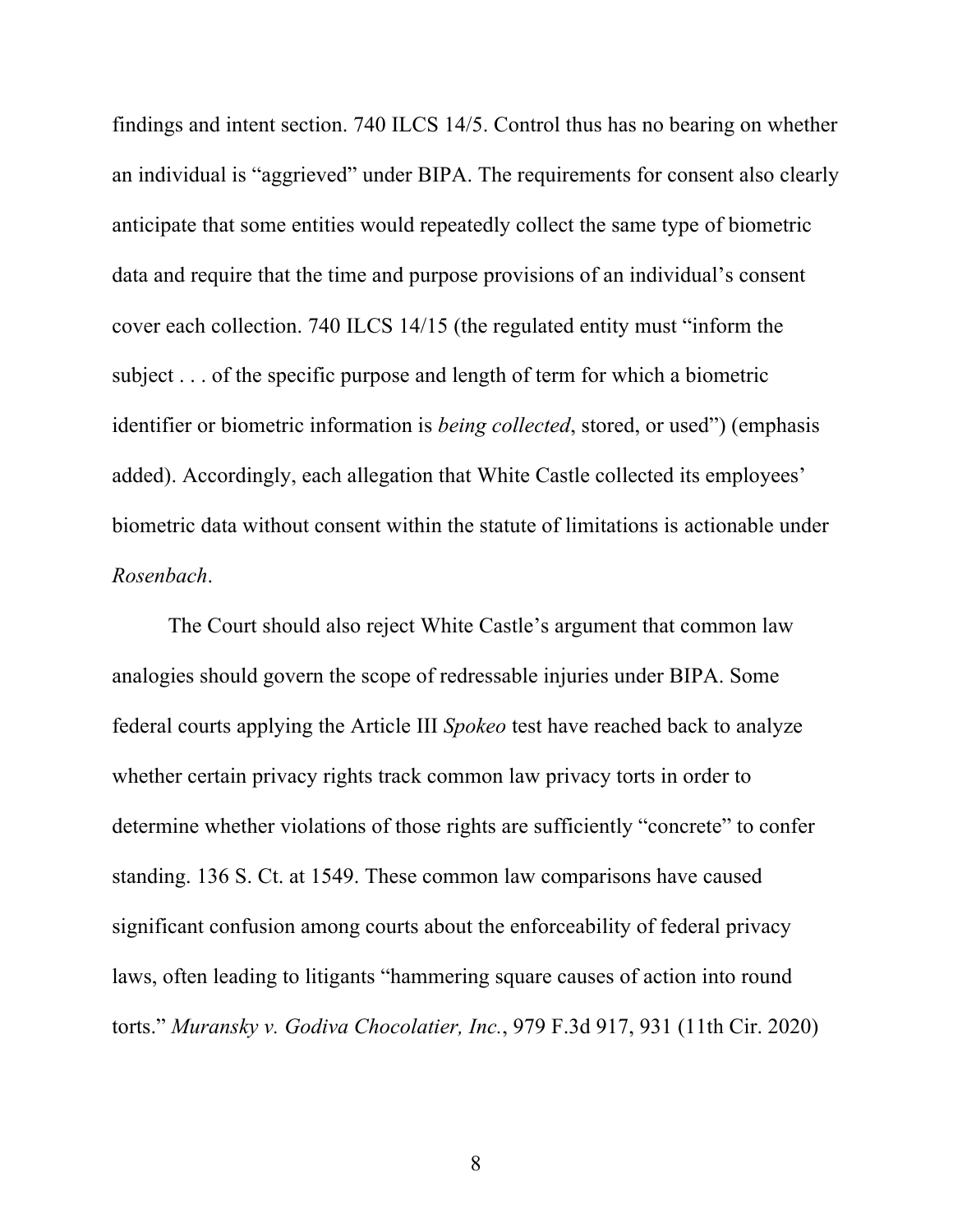findings and intent section. 740 ILCS 14/5. Control thus has no bearing on whether an individual is "aggrieved" under BIPA. The requirements for consent also clearly anticipate that some entities would repeatedly collect the same type of biometric data and require that the time and purpose provisions of an individual's consent cover each collection. 740 ILCS 14/15 (the regulated entity must "inform the subject . . . of the specific purpose and length of term for which a biometric identifier or biometric information is *being collected*, stored, or used") (emphasis added). Accordingly, each allegation that White Castle collected its employees' biometric data without consent within the statute of limitations is actionable under *Rosenbach*.

The Court should also reject White Castle's argument that common law analogies should govern the scope of redressable injuries under BIPA. Some federal courts applying the Article III *Spokeo* test have reached back to analyze whether certain privacy rights track common law privacy torts in order to determine whether violations of those rights are sufficiently "concrete" to confer standing. 136 S. Ct. at 1549. These common law comparisons have caused significant confusion among courts about the enforceability of federal privacy laws, often leading to litigants "hammering square causes of action into round torts." *Muransky v. Godiva Chocolatier, Inc.*, 979 F.3d 917, 931 (11th Cir. 2020)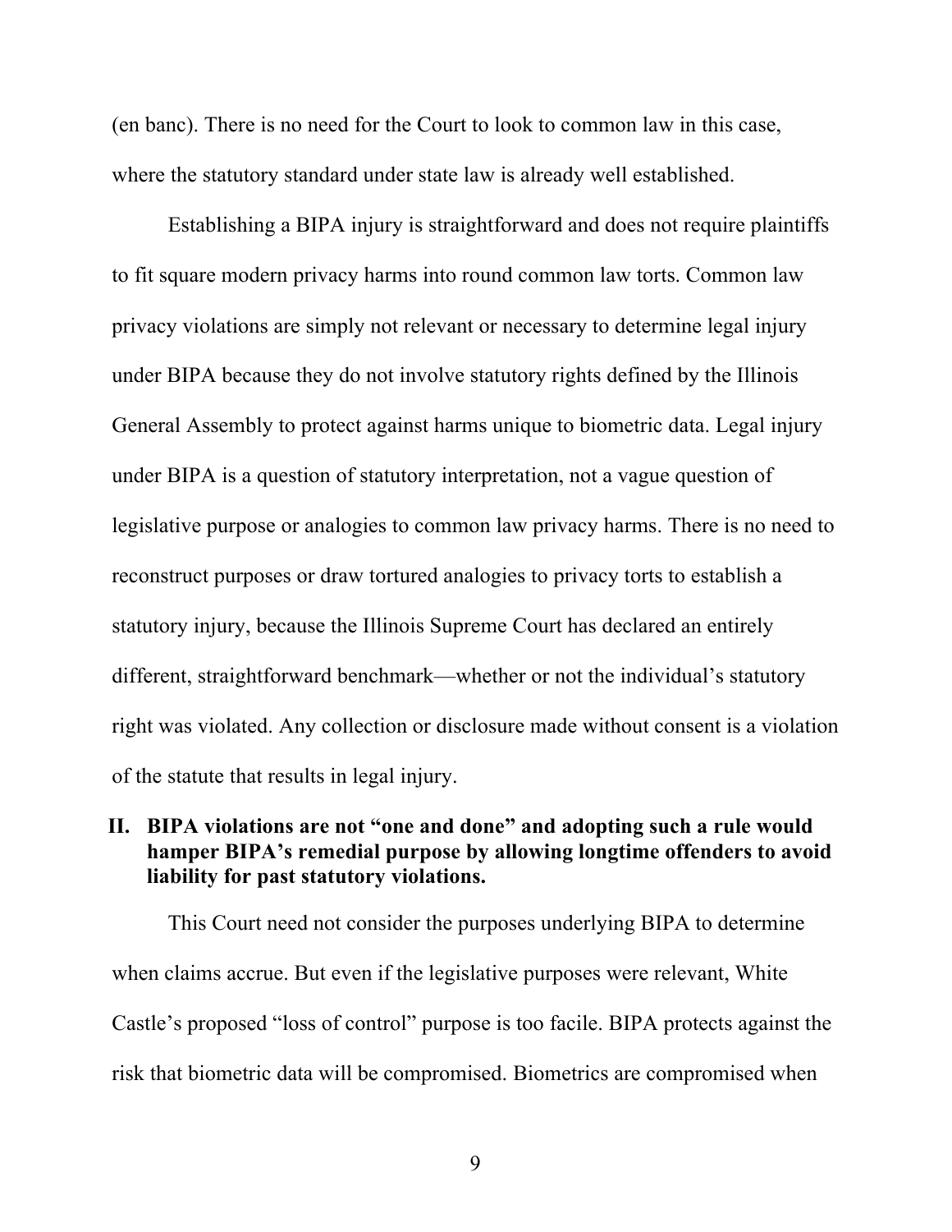(en banc). There is no need for the Court to look to common law in this case, where the statutory standard under state law is already well established.

Establishing a BIPA injury is straightforward and does not require plaintiffs to fit square modern privacy harms into round common law torts. Common law privacy violations are simply not relevant or necessary to determine legal injury under BIPA because they do not involve statutory rights defined by the Illinois General Assembly to protect against harms unique to biometric data. Legal injury under BIPA is a question of statutory interpretation, not a vague question of legislative purpose or analogies to common law privacy harms. There is no need to reconstruct purposes or draw tortured analogies to privacy torts to establish a statutory injury, because the Illinois Supreme Court has declared an entirely different, straightforward benchmark—whether or not the individual's statutory right was violated. Any collection or disclosure made without consent is a violation of the statute that results in legal injury.

## II. BIPA violations are not "one and done" and adopting such a rule would hamper BIPA's remedial purpose by allowing longtime offenders to avoid liability for past statutory violations.

This Court need not consider the purposes underlying BIPA to determine when claims accrue. But even if the legislative purposes were relevant, White Castle's proposed "loss of control" purpose is too facile. BIPA protects against the risk that biometric data will be compromised. Biometrics are compromised when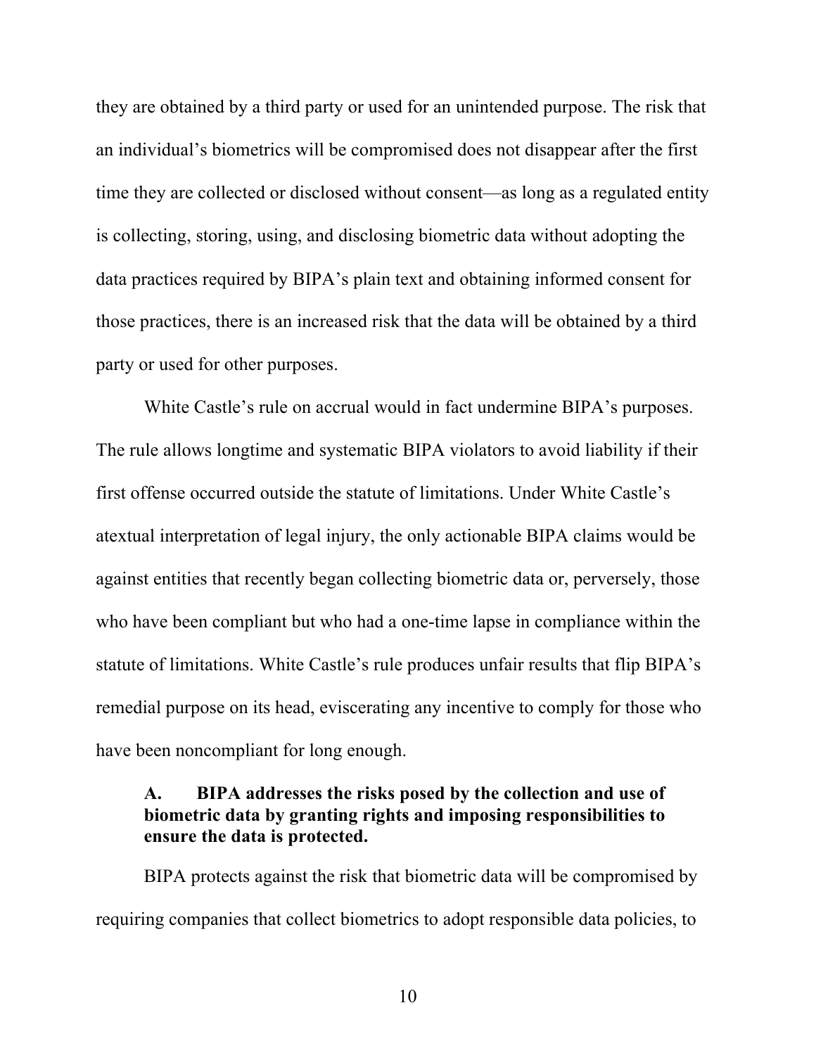they are obtained by a third party or used for an unintended purpose. The risk that an individual's biometrics will be compromised does not disappear after the first time they are collected or disclosed without consent—as long as a regulated entity is collecting, storing, using, and disclosing biometric data without adopting the data practices required by BIPA's plain text and obtaining informed consent for those practices, there is an increased risk that the data will be obtained by a third party or used for other purposes.

White Castle's rule on accrual would in fact undermine BIPA's purposes. The rule allows longtime and systematic BIPA violators to avoid liability if their first offense occurred outside the statute of limitations. Under White Castle's atextual interpretation of legal injury, the only actionable BIPA claims would be against entities that recently began collecting biometric data or, perversely, those who have been compliant but who had a one-time lapse in compliance within the statute of limitations. White Castle's rule produces unfair results that flip BIPA's remedial purpose on its head, eviscerating any incentive to comply for those who have been noncompliant for long enough.

### A. BIPA addresses the risks posed by the collection and use of biometric data by granting rights and imposing responsibilities to ensure the data is protected.

BIPA protects against the risk that biometric data will be compromised by requiring companies that collect biometrics to adopt responsible data policies, to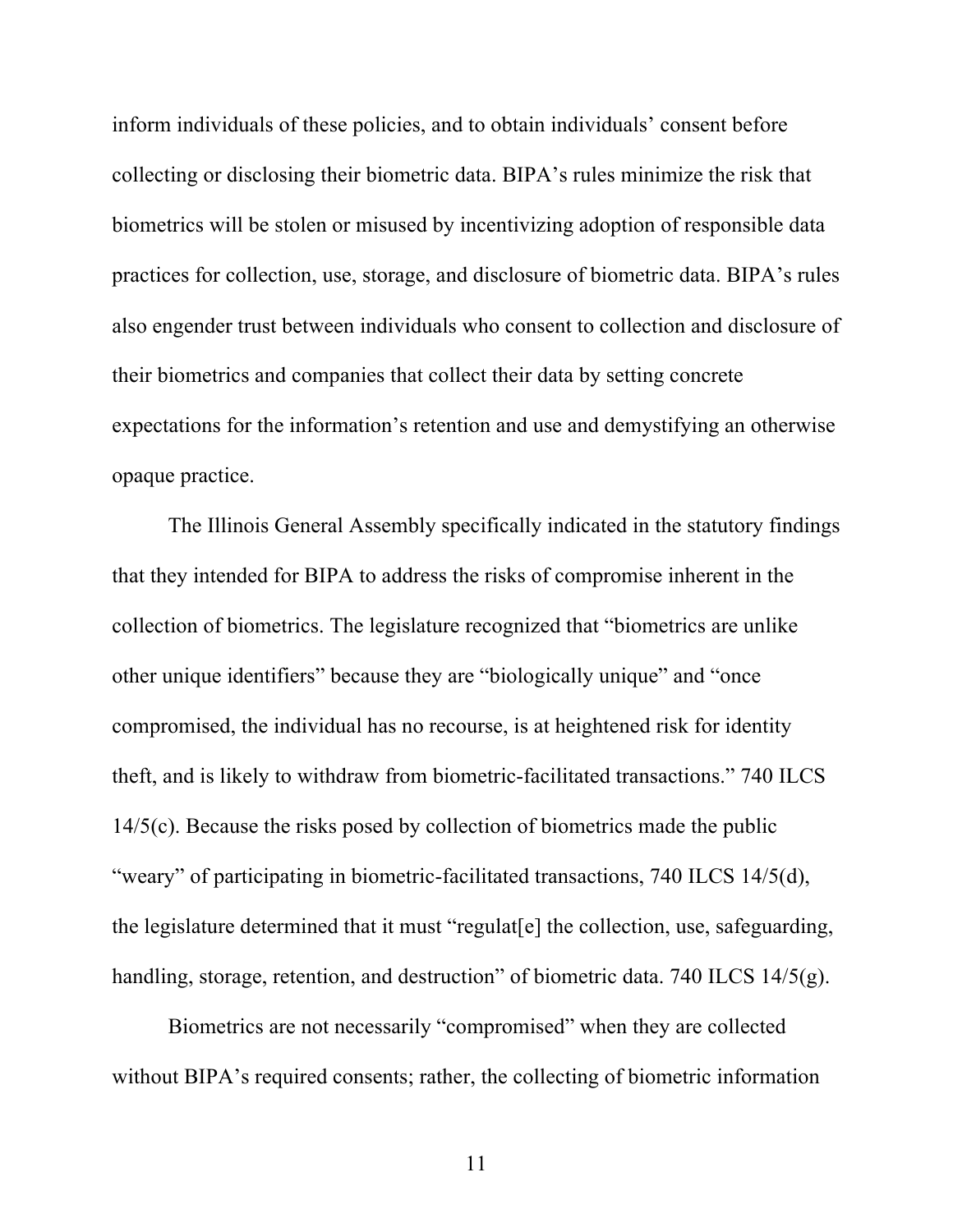inform individuals of these policies, and to obtain individuals' consent before collecting or disclosing their biometric data. BIPA's rules minimize the risk that biometrics will be stolen or misused by incentivizing adoption of responsible data practices for collection, use, storage, and disclosure of biometric data. BIPA's rules also engender trust between individuals who consent to collection and disclosure of their biometrics and companies that collect their data by setting concrete expectations for the information's retention and use and demystifying an otherwise opaque practice.

The Illinois General Assembly specifically indicated in the statutory findings that they intended for BIPA to address the risks of compromise inherent in the collection of biometrics. The legislature recognized that "biometrics are unlike other unique identifiers" because they are "biologically unique" and "once compromised, the individual has no recourse, is at heightened risk for identity theft, and is likely to withdraw from biometric-facilitated transactions." 740 ILCS 14/5(c). Because the risks posed by collection of biometrics made the public "weary" of participating in biometric-facilitated transactions, 740 ILCS 14/5(d), the legislature determined that it must "regulat[e] the collection, use, safeguarding, handling, storage, retention, and destruction" of biometric data. 740 ILCS 14/5(g).

Biometrics are not necessarily "compromised" when they are collected without BIPA's required consents; rather, the collecting of biometric information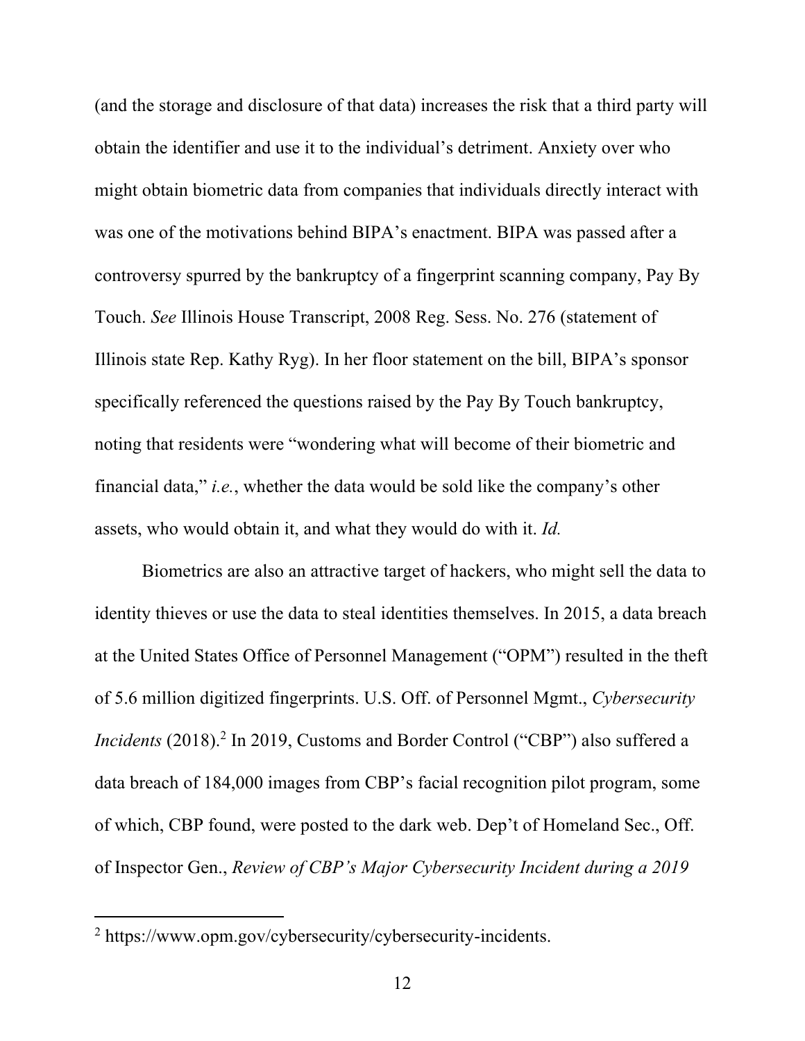(and the storage and disclosure of that data) increases the risk that a third party will obtain the identifier and use it to the individual's detriment. Anxiety over who might obtain biometric data from companies that individuals directly interact with was one of the motivations behind BIPA's enactment. BIPA was passed after a controversy spurred by the bankruptcy of a fingerprint scanning company, Pay By Touch. *See* Illinois House Transcript, 2008 Reg. Sess. No. 276 (statement of Illinois state Rep. Kathy Ryg). In her floor statement on the bill, BIPA's sponsor specifically referenced the questions raised by the Pay By Touch bankruptcy, noting that residents were "wondering what will become of their biometric and financial data," *i.e.*, whether the data would be sold like the company's other assets, who would obtain it, and what they would do with it. *Id.*

Biometrics are also an attractive target of hackers, who might sell the data to identity thieves or use the data to steal identities themselves. In 2015, a data breach at the United States Office of Personnel Management ("OPM") resulted in the theft of 5.6 million digitized fingerprints. U.S. Off. of Personnel Mgmt., *Cybersecurity Incidents* (2018).[2] In 2019, Customs and Border Control ("CBP") also suffered a data breach of 184,000 images from CBP's facial recognition pilot program, some of which, CBP found, were posted to the dark web. Dep't of Homeland Sec., Off. of Inspector Gen., *Review of CBP's Major Cybersecurity Incident during a 2019*

---

[2] https://www.opm.gov/cybersecurity/cybersecurity-incidents.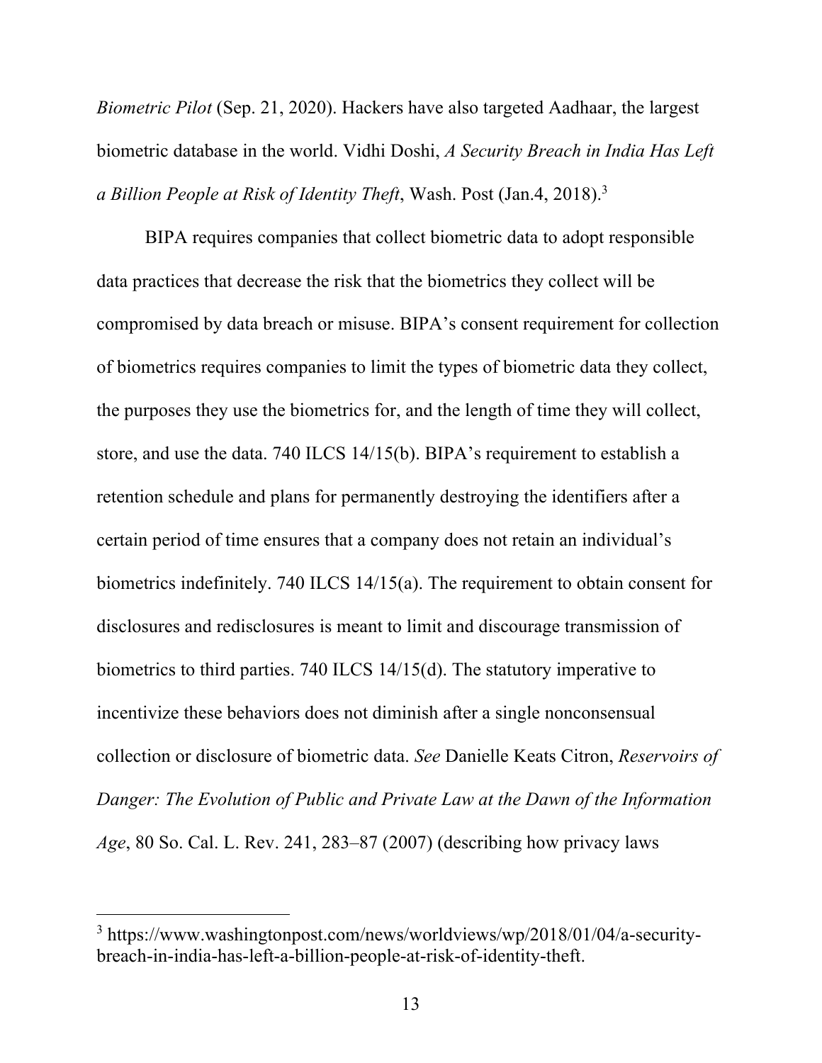*Biometric Pilot* (Sep. 21, 2020). Hackers have also targeted Aadhaar, the largest biometric database in the world. Vidhi Doshi, *A Security Breach in India Has Left a Billion People at Risk of Identity Theft*, Wash. Post (Jan.4, 2018).[3]

BIPA requires companies that collect biometric data to adopt responsible data practices that decrease the risk that the biometrics they collect will be compromised by data breach or misuse. BIPA's consent requirement for collection of biometrics requires companies to limit the types of biometric data they collect, the purposes they use the biometrics for, and the length of time they will collect, store, and use the data. 740 ILCS 14/15(b). BIPA's requirement to establish a retention schedule and plans for permanently destroying the identifiers after a certain period of time ensures that a company does not retain an individual's biometrics indefinitely. 740 ILCS 14/15(a). The requirement to obtain consent for disclosures and redisclosures is meant to limit and discourage transmission of biometrics to third parties. 740 ILCS 14/15(d). The statutory imperative to incentivize these behaviors does not diminish after a single nonconsensual collection or disclosure of biometric data. *See* Danielle Keats Citron, *Reservoirs of Danger: The Evolution of Public and Private Law at the Dawn of the Information Age*, 80 So. Cal. L. Rev. 241, 283–87 (2007) (describing how privacy laws

---

[3] https://www.washingtonpost.com/news/worldviews/wp/2018/01/04/a-security-breach-in-india-has-left-a-billion-people-at-risk-of-identity-theft.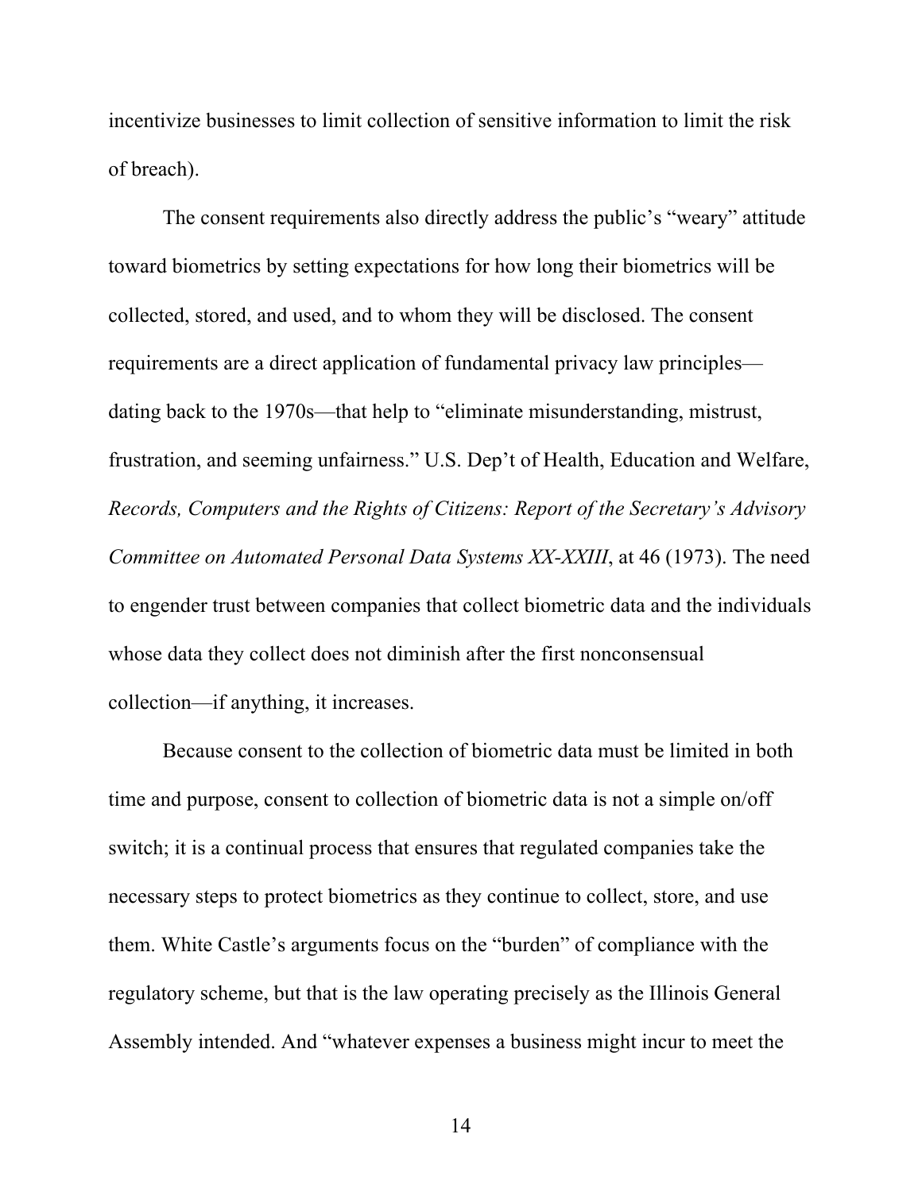incentivize businesses to limit collection of sensitive information to limit the risk of breach).

The consent requirements also directly address the public's "weary" attitude toward biometrics by setting expectations for how long their biometrics will be collected, stored, and used, and to whom they will be disclosed. The consent requirements are a direct application of fundamental privacy law principles—dating back to the 1970s—that help to "eliminate misunderstanding, mistrust, frustration, and seeming unfairness." U.S. Dep't of Health, Education and Welfare, *Records, Computers and the Rights of Citizens: Report of the Secretary's Advisory Committee on Automated Personal Data Systems XX-XXIII*, at 46 (1973). The need to engender trust between companies that collect biometric data and the individuals whose data they collect does not diminish after the first nonconsensual collection—if anything, it increases.

Because consent to the collection of biometric data must be limited in both time and purpose, consent to collection of biometric data is not a simple on/off switch; it is a continual process that ensures that regulated companies take the necessary steps to protect biometrics as they continue to collect, store, and use them. White Castle's arguments focus on the "burden" of compliance with the regulatory scheme, but that is the law operating precisely as the Illinois General Assembly intended. And "whatever expenses a business might incur to meet the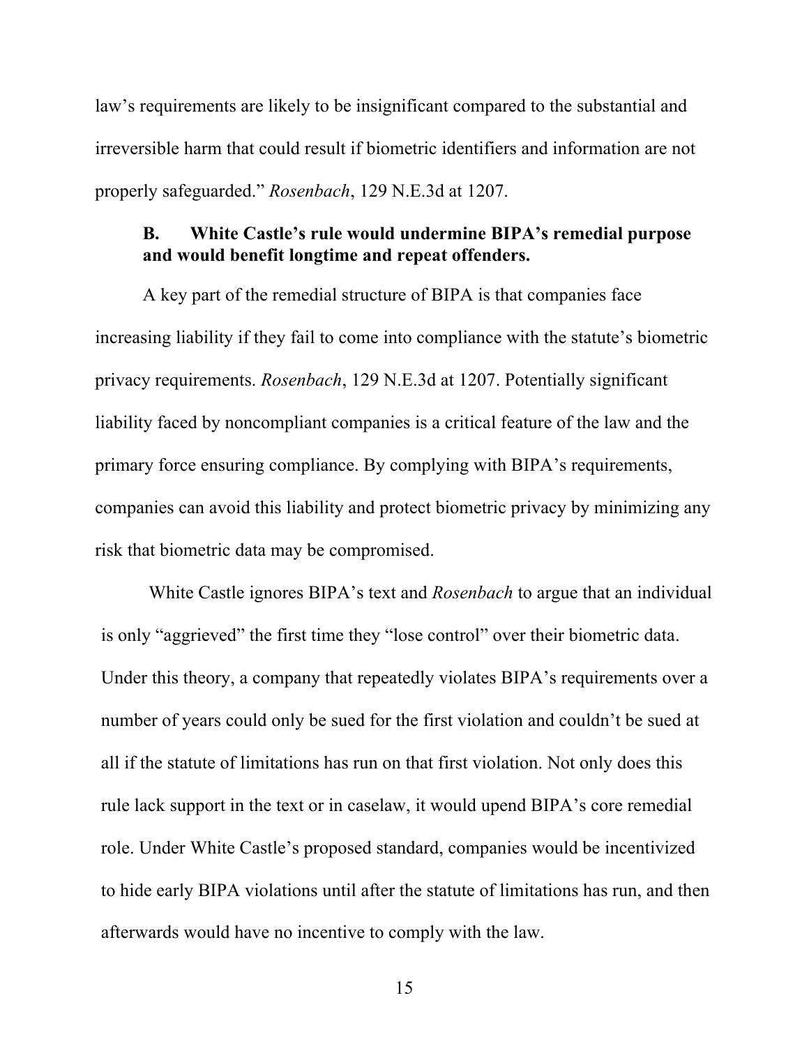law's requirements are likely to be insignificant compared to the substantial and irreversible harm that could result if biometric identifiers and information are not properly safeguarded." *Rosenbach*, 129 N.E.3d at 1207.

### B. White Castle's rule would undermine BIPA's remedial purpose and would benefit longtime and repeat offenders.

A key part of the remedial structure of BIPA is that companies face increasing liability if they fail to come into compliance with the statute's biometric privacy requirements. *Rosenbach*, 129 N.E.3d at 1207. Potentially significant liability faced by noncompliant companies is a critical feature of the law and the primary force ensuring compliance. By complying with BIPA's requirements, companies can avoid this liability and protect biometric privacy by minimizing any risk that biometric data may be compromised.

White Castle ignores BIPA's text and *Rosenbach* to argue that an individual is only "aggrieved" the first time they "lose control" over their biometric data. Under this theory, a company that repeatedly violates BIPA's requirements over a number of years could only be sued for the first violation and couldn't be sued at all if the statute of limitations has run on that first violation. Not only does this rule lack support in the text or in caselaw, it would upend BIPA's core remedial role. Under White Castle's proposed standard, companies would be incentivized to hide early BIPA violations until after the statute of limitations has run, and then afterwards would have no incentive to comply with the law.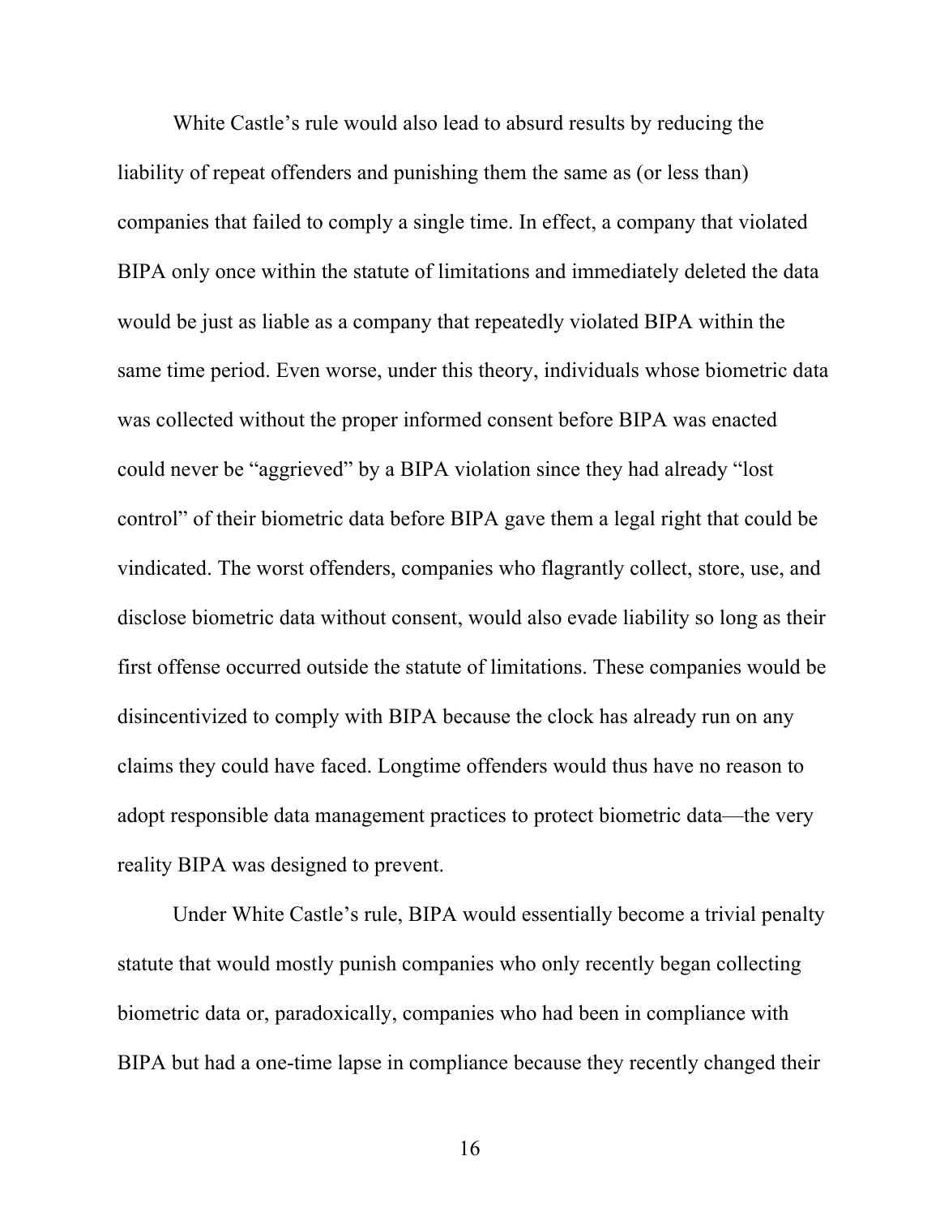White Castle's rule would also lead to absurd results by reducing the liability of repeat offenders and punishing them the same as (or less than) companies that failed to comply a single time. In effect, a company that violated BIPA only once within the statute of limitations and immediately deleted the data would be just as liable as a company that repeatedly violated BIPA within the same time period. Even worse, under this theory, individuals whose biometric data was collected without the proper informed consent before BIPA was enacted could never be "aggrieved" by a BIPA violation since they had already "lost control" of their biometric data before BIPA gave them a legal right that could be vindicated. The worst offenders, companies who flagrantly collect, store, use, and disclose biometric data without consent, would also evade liability so long as their first offense occurred outside the statute of limitations. These companies would be disincentivized to comply with BIPA because the clock has already run on any claims they could have faced. Longtime offenders would thus have no reason to adopt responsible data management practices to protect biometric data—the very reality BIPA was designed to prevent.

Under White Castle's rule, BIPA would essentially become a trivial penalty statute that would mostly punish companies who only recently began collecting biometric data or, paradoxically, companies who had been in compliance with BIPA but had a one-time lapse in compliance because they recently changed their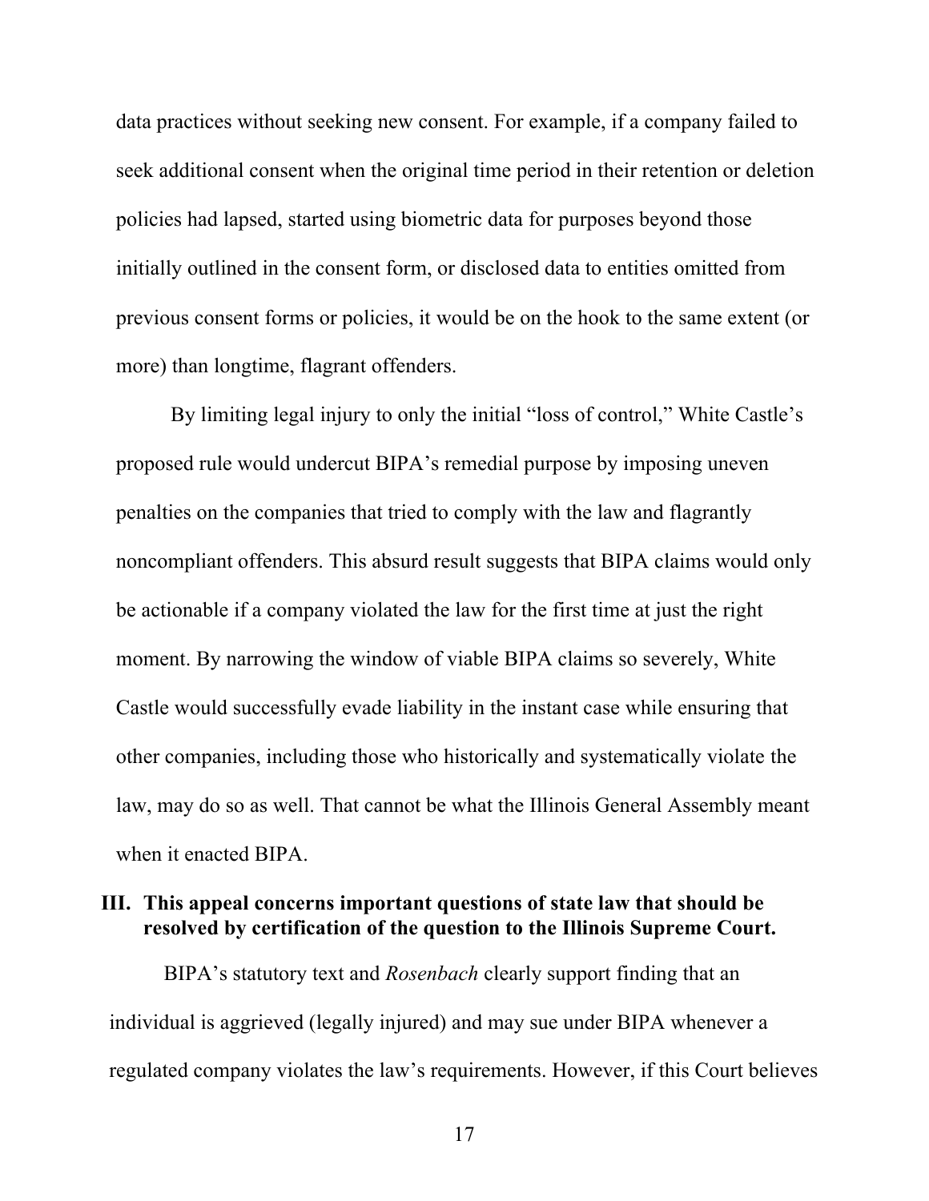data practices without seeking new consent. For example, if a company failed to seek additional consent when the original time period in their retention or deletion policies had lapsed, started using biometric data for purposes beyond those initially outlined in the consent form, or disclosed data to entities omitted from previous consent forms or policies, it would be on the hook to the same extent (or more) than longtime, flagrant offenders.

By limiting legal injury to only the initial "loss of control," White Castle's proposed rule would undercut BIPA's remedial purpose by imposing uneven penalties on the companies that tried to comply with the law and flagrantly noncompliant offenders. This absurd result suggests that BIPA claims would only be actionable if a company violated the law for the first time at just the right moment. By narrowing the window of viable BIPA claims so severely, White Castle would successfully evade liability in the instant case while ensuring that other companies, including those who historically and systematically violate the law, may do so as well. That cannot be what the Illinois General Assembly meant when it enacted BIPA.

## III. This appeal concerns important questions of state law that should be resolved by certification of the question to the Illinois Supreme Court.

BIPA's statutory text and *Rosenbach* clearly support finding that an individual is aggrieved (legally injured) and may sue under BIPA whenever a regulated company violates the law's requirements. However, if this Court believes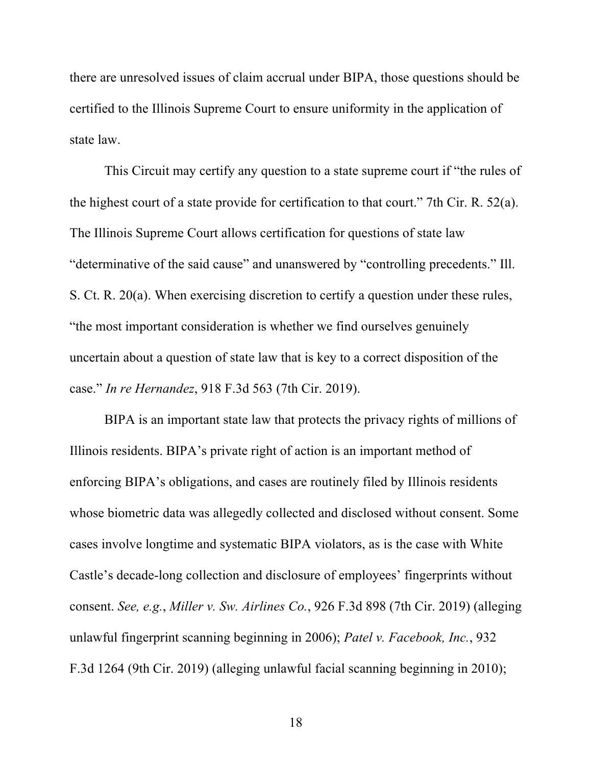there are unresolved issues of claim accrual under BIPA, those questions should be certified to the Illinois Supreme Court to ensure uniformity in the application of state law.

This Circuit may certify any question to a state supreme court if "the rules of the highest court of a state provide for certification to that court." 7th Cir. R. 52(a). The Illinois Supreme Court allows certification for questions of state law "determinative of the said cause" and unanswered by "controlling precedents." Ill. S. Ct. R. 20(a). When exercising discretion to certify a question under these rules, "the most important consideration is whether we find ourselves genuinely uncertain about a question of state law that is key to a correct disposition of the case." *In re Hernandez*, 918 F.3d 563 (7th Cir. 2019).

BIPA is an important state law that protects the privacy rights of millions of Illinois residents. BIPA's private right of action is an important method of enforcing BIPA's obligations, and cases are routinely filed by Illinois residents whose biometric data was allegedly collected and disclosed without consent. Some cases involve longtime and systematic BIPA violators, as is the case with White Castle's decade-long collection and disclosure of employees' fingerprints without consent. *See, e.g.*, *Miller v. Sw. Airlines Co.*, 926 F.3d 898 (7th Cir. 2019) (alleging unlawful fingerprint scanning beginning in 2006); *Patel v. Facebook, Inc.*, 932 F.3d 1264 (9th Cir. 2019) (alleging unlawful facial scanning beginning in 2010);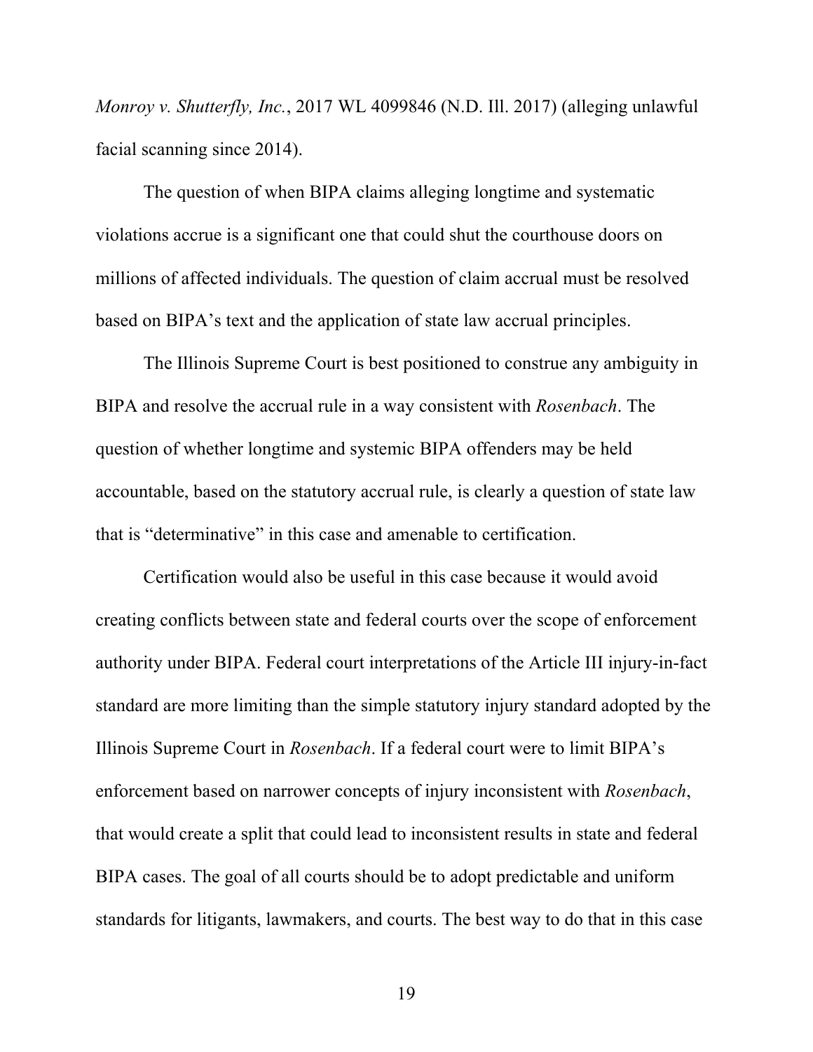*Monroy v. Shutterfly, Inc.*, 2017 WL 4099846 (N.D. Ill. 2017) (alleging unlawful facial scanning since 2014).

The question of when BIPA claims alleging longtime and systematic violations accrue is a significant one that could shut the courthouse doors on millions of affected individuals. The question of claim accrual must be resolved based on BIPA's text and the application of state law accrual principles.

The Illinois Supreme Court is best positioned to construe any ambiguity in BIPA and resolve the accrual rule in a way consistent with *Rosenbach*. The question of whether longtime and systemic BIPA offenders may be held accountable, based on the statutory accrual rule, is clearly a question of state law that is "determinative" in this case and amenable to certification.

Certification would also be useful in this case because it would avoid creating conflicts between state and federal courts over the scope of enforcement authority under BIPA. Federal court interpretations of the Article III injury-in-fact standard are more limiting than the simple statutory injury standard adopted by the Illinois Supreme Court in *Rosenbach*. If a federal court were to limit BIPA's enforcement based on narrower concepts of injury inconsistent with *Rosenbach*, that would create a split that could lead to inconsistent results in state and federal BIPA cases. The goal of all courts should be to adopt predictable and uniform standards for litigants, lawmakers, and courts. The best way to do that in this case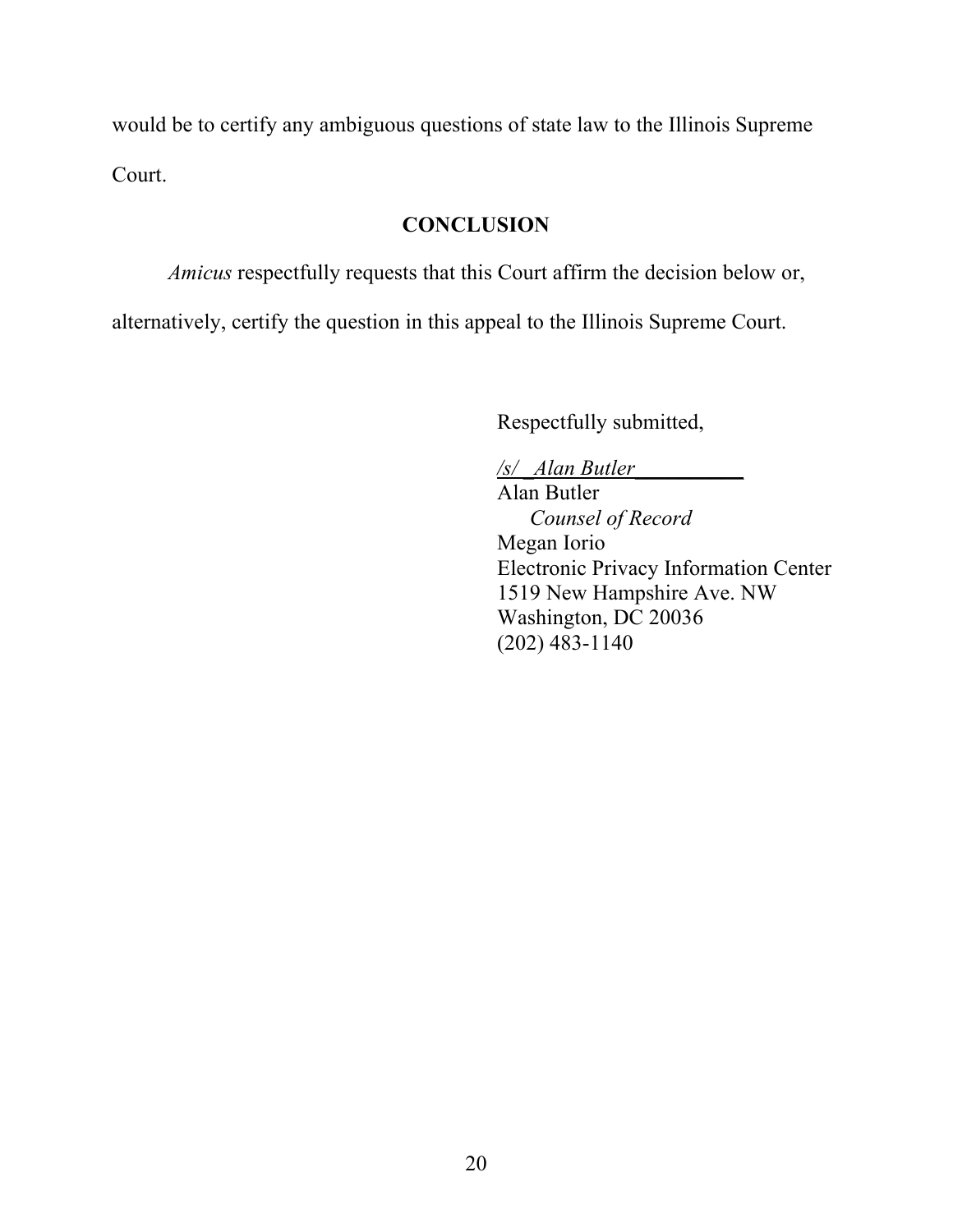would be to certify any ambiguous questions of state law to the Illinois Supreme Court.

## CONCLUSION

*Amicus* respectfully requests that this Court affirm the decision below or, alternatively, certify the question in this appeal to the Illinois Supreme Court.

Respectfully submitted,

*/s/ Alan Butler*  
Alan Butler  
*Counsel of Record*  
Megan Iorio  
Electronic Privacy Information Center  
1519 New Hampshire Ave. NW  
Washington, DC 20036  
(202) 483-1140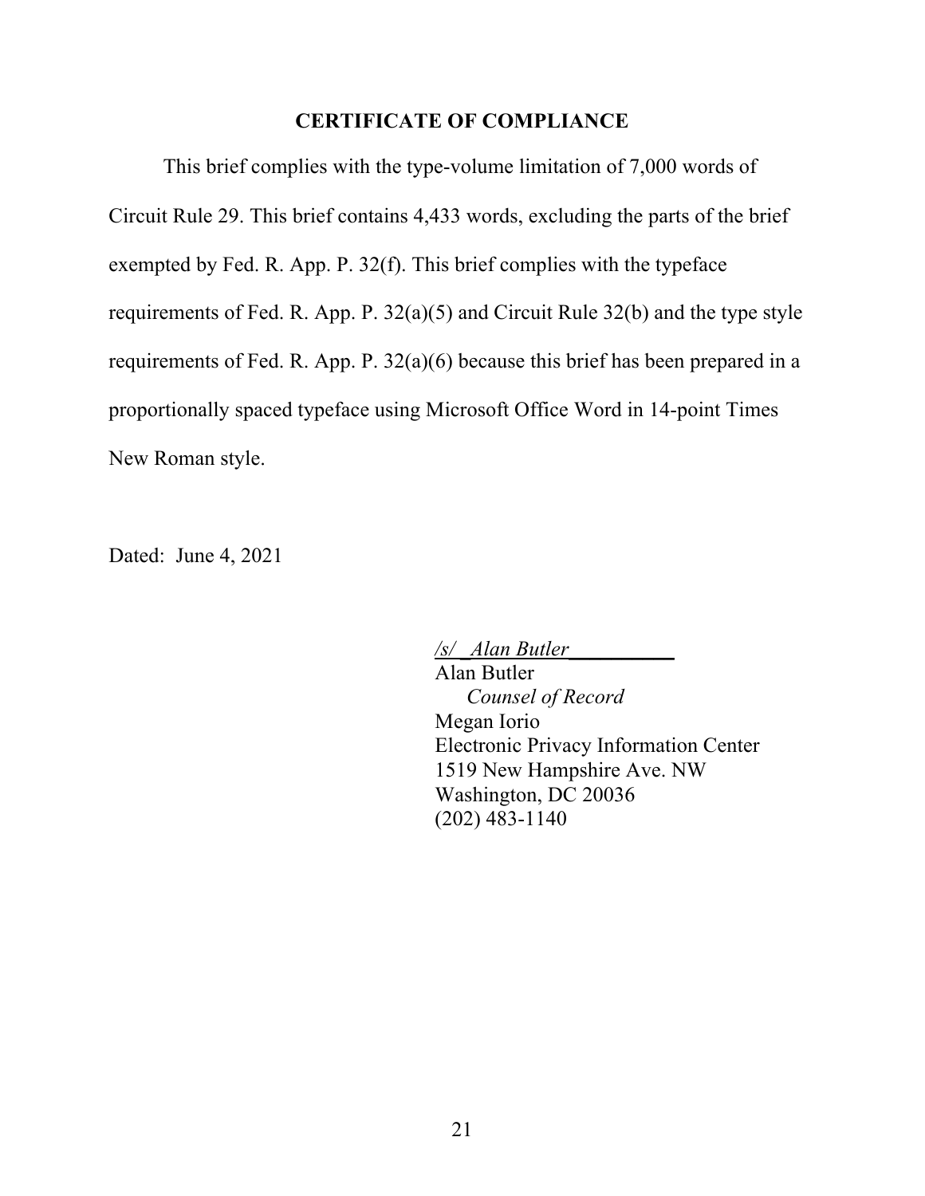## CERTIFICATE OF COMPLIANCE

This brief complies with the type-volume limitation of 7,000 words of Circuit Rule 29. This brief contains 4,433 words, excluding the parts of the brief exempted by Fed. R. App. P. 32(f). This brief complies with the typeface requirements of Fed. R. App. P. 32(a)(5) and Circuit Rule 32(b) and the type style requirements of Fed. R. App. P. 32(a)(6) because this brief has been prepared in a proportionally spaced typeface using Microsoft Office Word in 14-point Times New Roman style.

Dated: June 4, 2021

*/s/ Alan Butler*

Alan Butler
*Counsel of Record*
Megan Iorio
Electronic Privacy Information Center
1519 New Hampshire Ave. NW
Washington, DC 20036
(202) 483-1140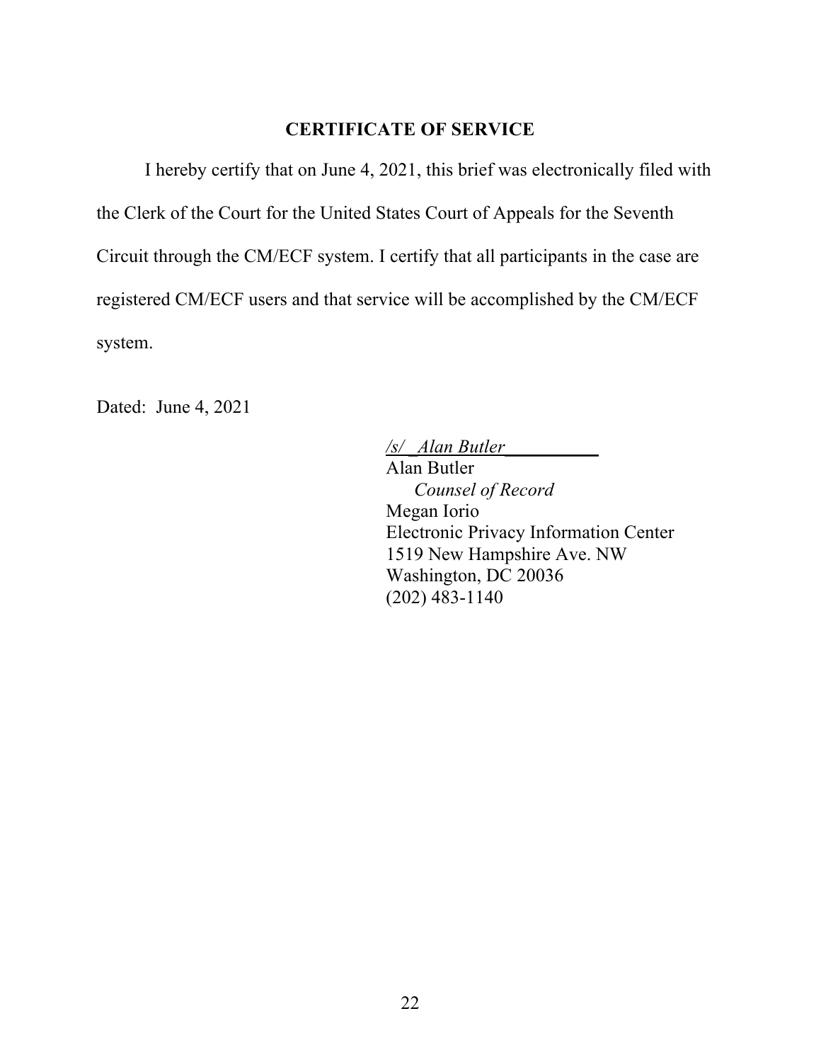## CERTIFICATE OF SERVICE

I hereby certify that on June 4, 2021, this brief was electronically filed with the Clerk of the Court for the United States Court of Appeals for the Seventh Circuit through the CM/ECF system. I certify that all participants in the case are registered CM/ECF users and that service will be accomplished by the CM/ECF system.

Dated: June 4, 2021

*/s/ Alan Butler*
Alan Butler
*Counsel of Record*
Megan Iorio
Electronic Privacy Information Center
1519 New Hampshire Ave. NW
Washington, DC 20036
(202) 483-1140